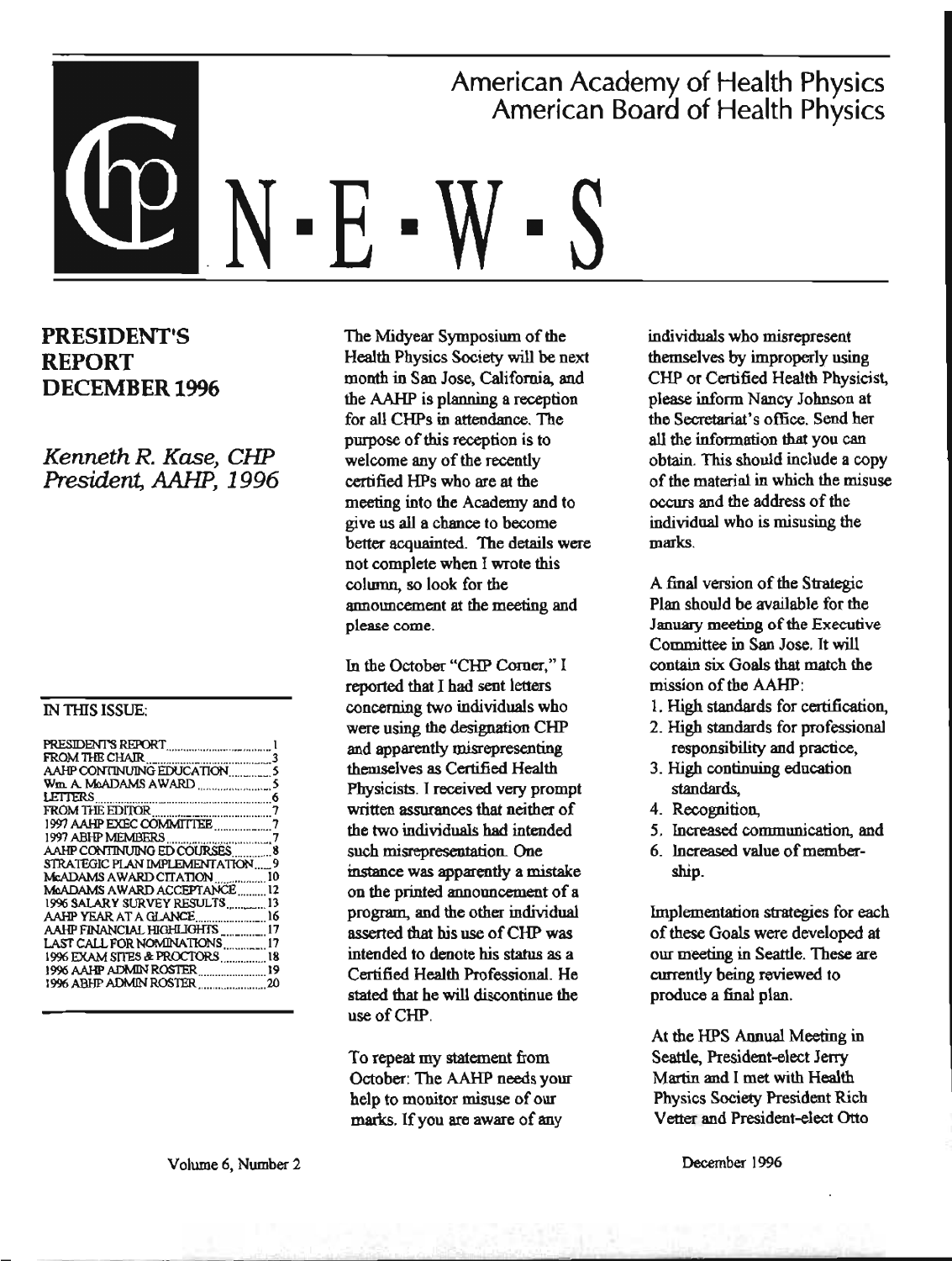# American Academy of Health Physics
# American Board of Health Physics

# N-E-W-S

## PRESIDENT'S REPORT DECEMBER 1996

*Kenneth R. Kase, CHP*
*President, AAHP, 1996*

### IN THIS ISSUE:

| | |
|---|---|
| PRESIDENT'S REPORT | 1 |
| FROM THE CHAIR | 3 |
| AAHP CONTINUING EDUCATION | 5 |
| Wm. A. McADAMS AWARD | 5 |
| LETTERS | 6 |
| FROM THE EDITOR | 7 |
| 1997 AAHP EXEC COMMITTEE | 7 |
| 1997 ABHP MEMBERS | 7 |
| AAHP CONTINUING ED COURSES | 8 |
| STRATEGIC PLAN IMPLEMENTATION | 9 |
| McADAMS AWARD CITATION | 10 |
| McADAMS AWARD ACCEPTANCE | 12 |
| 1996 SALARY SURVEY RESULTS | 13 |
| AAHP YEAR AT A GLANCE | 16 |
| AAHP FINANCIAL HIGHLIGHTS | 17 |
| LAST CALL FOR NOMINATIONS | 17 |
| 1996 EXAM SITES & PROCTORS | 18 |
| 1996 AAHP ADMIN ROSTER | 19 |
| 1996 ABHP ADMIN ROSTER | 20 |

The Midyear Symposium of the Health Physics Society will be next month in San Jose, California, and the AAHP is planning a reception for all CHPs in attendance. The purpose of this reception is to welcome any of the recently certified HPs who are at the meeting into the Academy and to give us all a chance to become better acquainted. The details were not complete when I wrote this column, so look for the announcement at the meeting and please come.

In the October "CHP Corner," I reported that I had sent letters concerning two individuals who were using the designation CHP and apparently misrepresenting themselves as Certified Health Physicists. I received very prompt written assurances that neither of the two individuals had intended such misrepresentation. One instance was apparently a mistake on the printed announcement of a program, and the other individual asserted that his use of CHP was intended to denote his status as a Certified Health Professional. He stated that he will discontinue the use of CHP.

To repeat my statement from October: The AAHP needs your help to monitor misuse of our marks. If you are aware of any individuals who misrepresent themselves by improperly using CHP or Certified Health Physicist, please inform Nancy Johnson at the Secretariat's office. Send her all the information that you can obtain. This should include a copy of the material in which the misuse occurs and the address of the individual who is misusing the marks.

A final version of the Strategic Plan should be available for the January meeting of the Executive Committee in San Jose. It will contain six Goals that match the mission of the AAHP:

1. High standards for certification,
2. High standards for professional responsibility and practice,
3. High continuing education standards,
4. Recognition,
5. Increased communication, and
6. Increased value of membership.

Implementation strategies for each of these Goals were developed at our meeting in Seattle. These are currently being reviewed to produce a final plan.

At the HPS Annual Meeting in Seattle, President-elect Jerry Martin and I met with Health Physics Society President Rich Vetter and President-elect Otto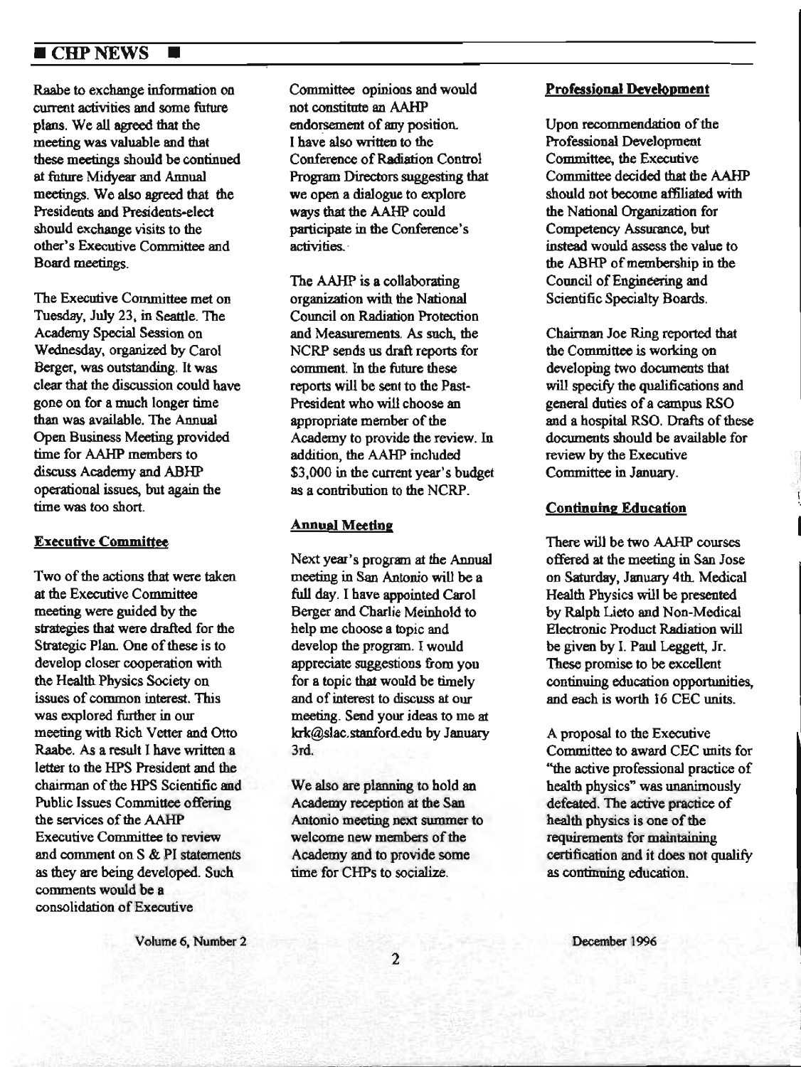Raabe to exchange information on current activities and some future plans. We all agreed that the meeting was valuable and that these meetings should be continued at future Midyear and Annual meetings. We also agreed that the Presidents and Presidents-elect should exchange visits to the other's Executive Committee and Board meetings.

The Executive Committee met on Tuesday, July 23, in Seattle. The Academy Special Session on Wednesday, organized by Carol Berger, was outstanding. It was clear that the discussion could have gone on for a much longer time than was available. The Annual Open Business Meeting provided time for AAHP members to discuss Academy and ABHP operational issues, but again the time was too short.

## Executive Committee

Two of the actions that were taken at the Executive Committee meeting were guided by the strategies that were drafted for the Strategic Plan. One of these is to develop closer cooperation with the Health Physics Society on issues of common interest. This was explored further in our meeting with Rich Vetter and Otto Raabe. As a result I have written a letter to the HPS President and the chairman of the HPS Scientific and Public Issues Committee offering the services of the AAHP Executive Committee to review and comment on S & PI statements as they are being developed. Such comments would be a consolidation of Executive Committee opinions and would not constitute an AAHP endorsement of any position. I have also written to the Conference of Radiation Control Program Directors suggesting that we open a dialogue to explore ways that the AAHP could participate in the Conference's activities.

The AAHP is a collaborating organization with the National Council on Radiation Protection and Measurements. As such, the NCRP sends us draft reports for comment. In the future these reports will be sent to the Past-President who will choose an appropriate member of the Academy to provide the review. In addition, the AAHP included $3,000 in the current year's budget as a contribution to the NCRP.

## Annual Meeting

Next year's program at the Annual meeting in San Antonio will be a full day. I have appointed Carol Berger and Charlie Meinhold to help me choose a topic and develop the program. I would appreciate suggestions from you for a topic that would be timely and of interest to discuss at our meeting. Send your ideas to me at krk@slac.stanford.edu by January 3rd.

We also are planning to hold an Academy reception at the San Antonio meeting next summer to welcome new members of the Academy and to provide some time for CHPs to socialize.

## Professional Development

Upon recommendation of the Professional Development Committee, the Executive Committee decided that the AAHP should not become affiliated with the National Organization for Competency Assurance, but instead would assess the value to the ABHP of membership in the Council of Engineering and Scientific Specialty Boards.

Chairman Joe Ring reported that the Committee is working on developing two documents that will specify the qualifications and general duties of a campus RSO and a hospital RSO. Drafts of these documents should be available for review by the Executive Committee in January.

## Continuing Education

There will be two AAHP courses offered at the meeting in San Jose on Saturday, January 4th. Medical Health Physics will be presented by Ralph Lieto and Non-Medical Electronic Product Radiation will be given by I. Paul Leggett, Jr. These promise to be excellent continuing education opportunities, and each is worth 16 CEC units.

A proposal to the Executive Committee to award CEC units for "the active professional practice of health physics" was unanimously defeated. The active practice of health physics is one of the requirements for maintaining certification and it does not qualify as continuing education.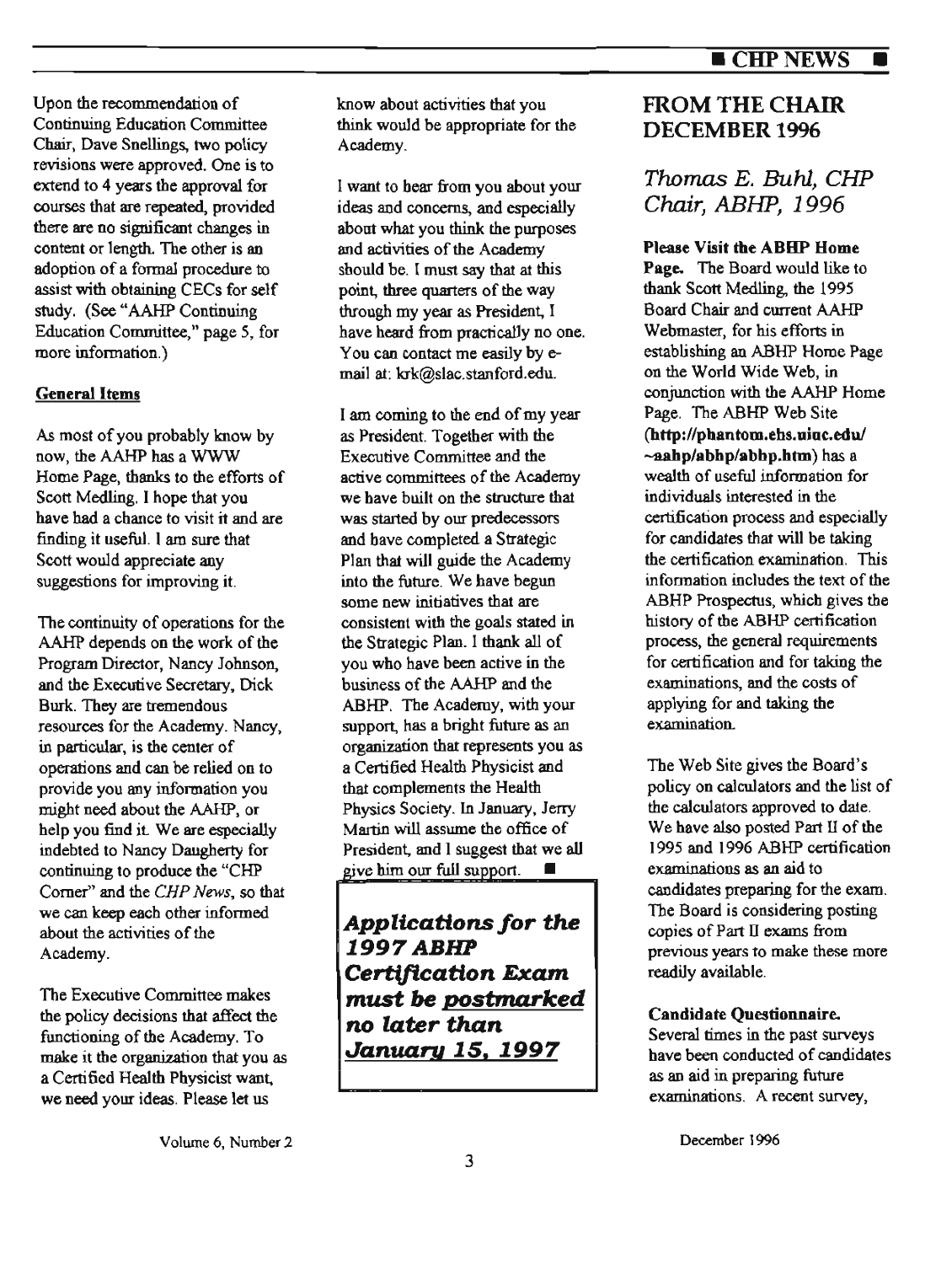Upon the recommendation of Continuing Education Committee Chair, Dave Snellings, two policy revisions were approved. One is to extend to 4 years the approval for courses that are repeated, provided there are no significant changes in content or length. The other is an adoption of a formal procedure to assist with obtaining CECs for self study. (See "AAHP Continuing Education Committee," page 5, for more information.)

**General Items**

As most of you probably know by now, the AAHP has a WWW Home Page, thanks to the efforts of Scott Medling. I hope that you have had a chance to visit it and are finding it useful. I am sure that Scott would appreciate any suggestions for improving it.

The continuity of operations for the AAHP depends on the work of the Program Director, Nancy Johnson, and the Executive Secretary, Dick Burk. They are tremendous resources for the Academy. Nancy, in particular, is the center of operations and can be relied on to provide you any information you might need about the AAHP, or help you find it. We are especially indebted to Nancy Daugherty for continuing to produce the "CHP Corner" and the *CHP News*, so that we can keep each other informed about the activities of the Academy.

The Executive Committee makes the policy decisions that affect the functioning of the Academy. To make it the organization that you as a Certified Health Physicist want, we need your ideas. Please let us know about activities that you think would be appropriate for the Academy.

I want to hear from you about your ideas and concerns, and especially about what you think the purposes and activities of the Academy should be. I must say that at this point, three quarters of the way through my year as President, I have heard from practically no one. You can contact me easily by e-mail at: krk@slac.stanford.edu.

I am coming to the end of my year as President. Together with the Executive Committee and the active committees of the Academy we have built on the structure that was started by our predecessors and have completed a Strategic Plan that will guide the Academy into the future. We have begun some new initiatives that are consistent with the goals stated in the Strategic Plan. I thank all of you who have been active in the business of the AAHP and the ABHP. The Academy, with your support, has a bright future as an organization that represents you as a Certified Health Physicist and that complements the Health Physics Society. In January, Jerry Martin will assume the office of President, and I suggest that we all give him our full support. ■

***Applications for the 1997 ABHP Certification Exam must be postmarked no later than January 15, 1997***

## FROM THE CHAIR DECEMBER 1996

### *Thomas E. Buhl, CHP Chair, ABHP, 1996*

**Please Visit the ABHP Home Page.** The Board would like to thank Scott Medling, the 1995 Board Chair and current AAHP Webmaster, for his efforts in establishing an ABHP Home Page on the World Wide Web, in conjunction with the AAHP Home Page. The ABHP Web Site (**http://phantom.ehs.uiuc.edu/~aahp/abhp/abhp.htm**) has a wealth of useful information for individuals interested in the certification process and especially for candidates that will be taking the certification examination. This information includes the text of the ABHP Prospectus, which gives the history of the ABHP certification process, the general requirements for certification and for taking the examinations, and the costs of applying for and taking the examination.

The Web Site gives the Board's policy on calculators and the list of the calculators approved to date. We have also posted Part II of the 1995 and 1996 ABHP certification examinations as an aid to candidates preparing for the exam. The Board is considering posting copies of Part II exams from previous years to make these more readily available.

**Candidate Questionnaire.** Several times in the past surveys have been conducted of candidates as an aid in preparing future examinations. A recent survey,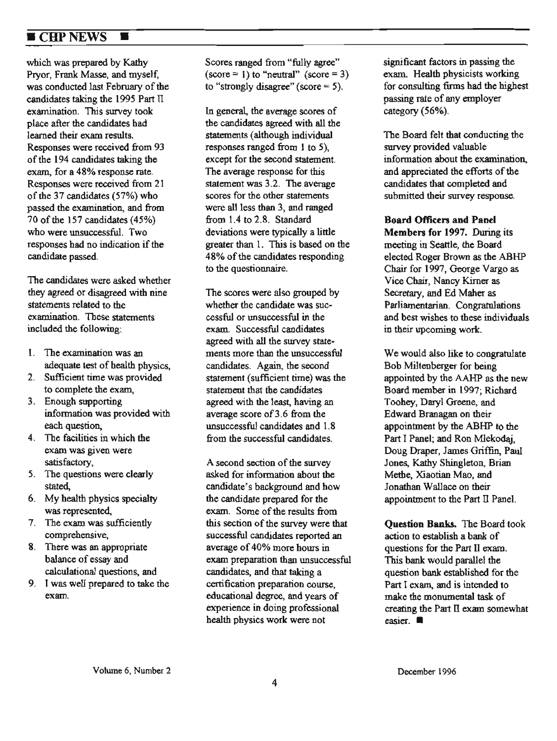which was prepared by Kathy Pryor, Frank Masse, and myself, was conducted last February of the candidates taking the 1995 Part II examination. This survey took place after the candidates had learned their exam results. Responses were received from 93 of the 194 candidates taking the exam, for a 48% response rate. Responses were received from 21 of the 37 candidates (57%) who passed the examination, and from 70 of the 157 candidates (45%) who were unsuccessful. Two responses had no indication if the candidate passed.

The candidates were asked whether they agreed or disagreed with nine statements related to the examination. These statements included the following:

1. The examination was an adequate test of health physics,
2. Sufficient time was provided to complete the exam,
3. Enough supporting information was provided with each question,
4. The facilities in which the exam was given were satisfactory,
5. The questions were clearly stated,
6. My health physics specialty was represented,
7. The exam was sufficiently comprehensive,
8. There was an appropriate balance of essay and calculational questions, and
9. I was well prepared to take the exam.

Scores ranged from "fully agree" (score = 1) to "neutral" (score = 3) to "strongly disagree" (score = 5).

In general, the average scores of the candidates agreed with all the statements (although individual responses ranged from 1 to 5), except for the second statement. The average response for this statement was 3.2. The average scores for the other statements were all less than 3, and ranged from 1.4 to 2.8. Standard deviations were typically a little greater than 1. This is based on the 48% of the candidates responding to the questionnaire.

The scores were also grouped by whether the candidate was successful or unsuccessful in the exam. Successful candidates agreed with all the survey statements more than the unsuccessful candidates. Again, the second statement (sufficient time) was the statement that the candidates agreed with the least, having an average score of 3.6 from the unsuccessful candidates and 1.8 from the successful candidates.

A second section of the survey asked for information about the candidate's background and how the candidate prepared for the exam. Some of the results from this section of the survey were that successful candidates reported an average of 40% more hours in exam preparation than unsuccessful candidates, and that taking a certification preparation course, educational degree, and years of experience in doing professional health physics work were not significant factors in passing the exam. Health physicists working for consulting firms had the highest passing rate of any employer category (56%).

The Board felt that conducting the survey provided valuable information about the examination, and appreciated the efforts of the candidates that completed and submitted their survey response.

**Board Officers and Panel Members for 1997.** During its meeting in Seattle, the Board elected Roger Brown as the ABHP Chair for 1997, George Vargo as Vice Chair, Nancy Kirner as Secretary, and Ed Maher as Parliamentarian. Congratulations and best wishes to these individuals in their upcoming work.

We would also like to congratulate Bob Miltenberger for being appointed by the AAHP as the new Board member in 1997; Richard Toohey, Daryl Greene, and Edward Branagan on their appointment by the ABHP to the Part I Panel; and Ron Mlekodaj, Doug Draper, James Griffin, Paul Jones, Kathy Shingleton, Brian Methe, Xiaotian Mao, and Jonathan Wallace on their appointment to the Part II Panel.

**Question Banks.** The Board took action to establish a bank of questions for the Part II exam. This bank would parallel the question bank established for the Part I exam, and is intended to make the monumental task of creating the Part II exam somewhat easier. ■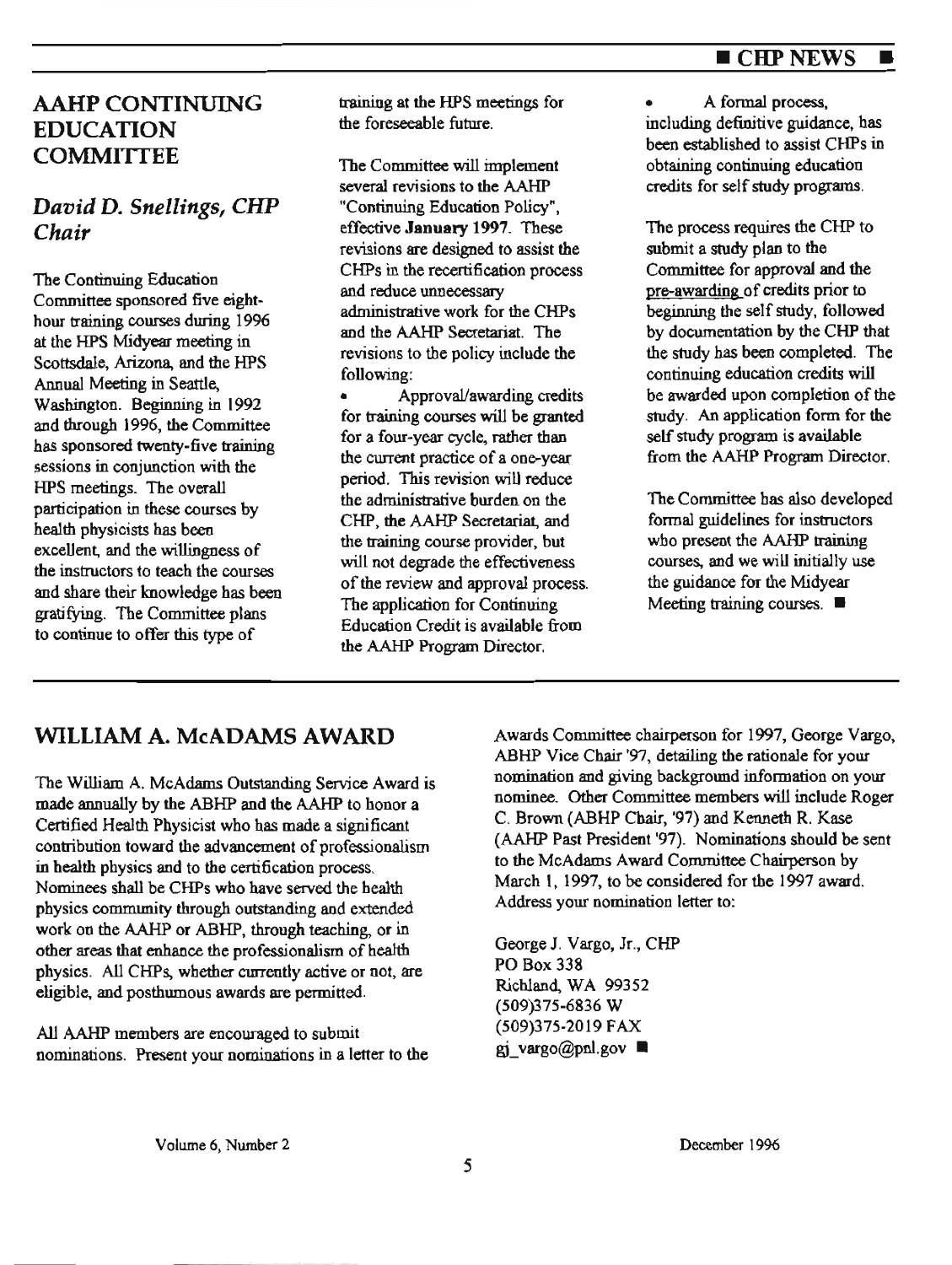## AAHP CONTINUING EDUCATION COMMITTEE

### *David D. Snellings, CHP Chair*

The Continuing Education Committee sponsored five eight-hour training courses during 1996 at the HPS Midyear meeting in Scottsdale, Arizona, and the HPS Annual Meeting in Seattle, Washington. Beginning in 1992 and through 1996, the Committee has sponsored twenty-five training sessions in conjunction with the HPS meetings. The overall participation in these courses by health physicists has been excellent, and the willingness of the instructors to teach the courses and share their knowledge has been gratifying. The Committee plans to continue to offer this type of training at the HPS meetings for the foreseeable future.

The Committee will implement several revisions to the AAHP "Continuing Education Policy", effective **January 1997**. These revisions are designed to assist the CHPs in the recertification process and reduce unnecessary administrative work for the CHPs and the AAHP Secretariat. The revisions to the policy include the following:

- Approval/awarding credits for training courses will be granted for a four-year cycle, rather than the current practice of a one-year period. This revision will reduce the administrative burden on the CHP, the AAHP Secretariat, and the training course provider, but will not degrade the effectiveness of the review and approval process. The application for Continuing Education Credit is available from the AAHP Program Director.
- A formal process, including definitive guidance, has been established to assist CHPs in obtaining continuing education credits for self study programs.

The process requires the CHP to submit a study plan to the Committee for approval and the pre-awarding of credits prior to beginning the self study, followed by documentation by the CHP that the study has been completed. The continuing education credits will be awarded upon completion of the study. An application form for the self study program is available from the AAHP Program Director.

The Committee has also developed formal guidelines for instructors who present the AAHP training courses, and we will initially use the guidance for the Midyear Meeting training courses. ■

## WILLIAM A. McADAMS AWARD

The William A. McAdams Outstanding Service Award is made annually by the ABHP and the AAHP to honor a Certified Health Physicist who has made a significant contribution toward the advancement of professionalism in health physics and to the certification process. Nominees shall be CHPs who have served the health physics community through outstanding and extended work on the AAHP or ABHP, through teaching, or in other areas that enhance the professionalism of health physics. All CHPs, whether currently active or not, are eligible, and posthumous awards are permitted.

All AAHP members are encouraged to submit nominations. Present your nominations in a letter to the Awards Committee chairperson for 1997, George Vargo, ABHP Vice Chair '97, detailing the rationale for your nomination and giving background information on your nominee. Other Committee members will include Roger C. Brown (ABHP Chair, '97) and Kenneth R. Kase (AAHP Past President '97). Nominations should be sent to the McAdams Award Committee Chairperson by March 1, 1997, to be considered for the 1997 award. Address your nomination letter to:

George J. Vargo, Jr., CHP
PO Box 338
Richland, WA 99352
(509)375-6836 W
(509)375-2019 FAX
gj_vargo@pnl.gov ■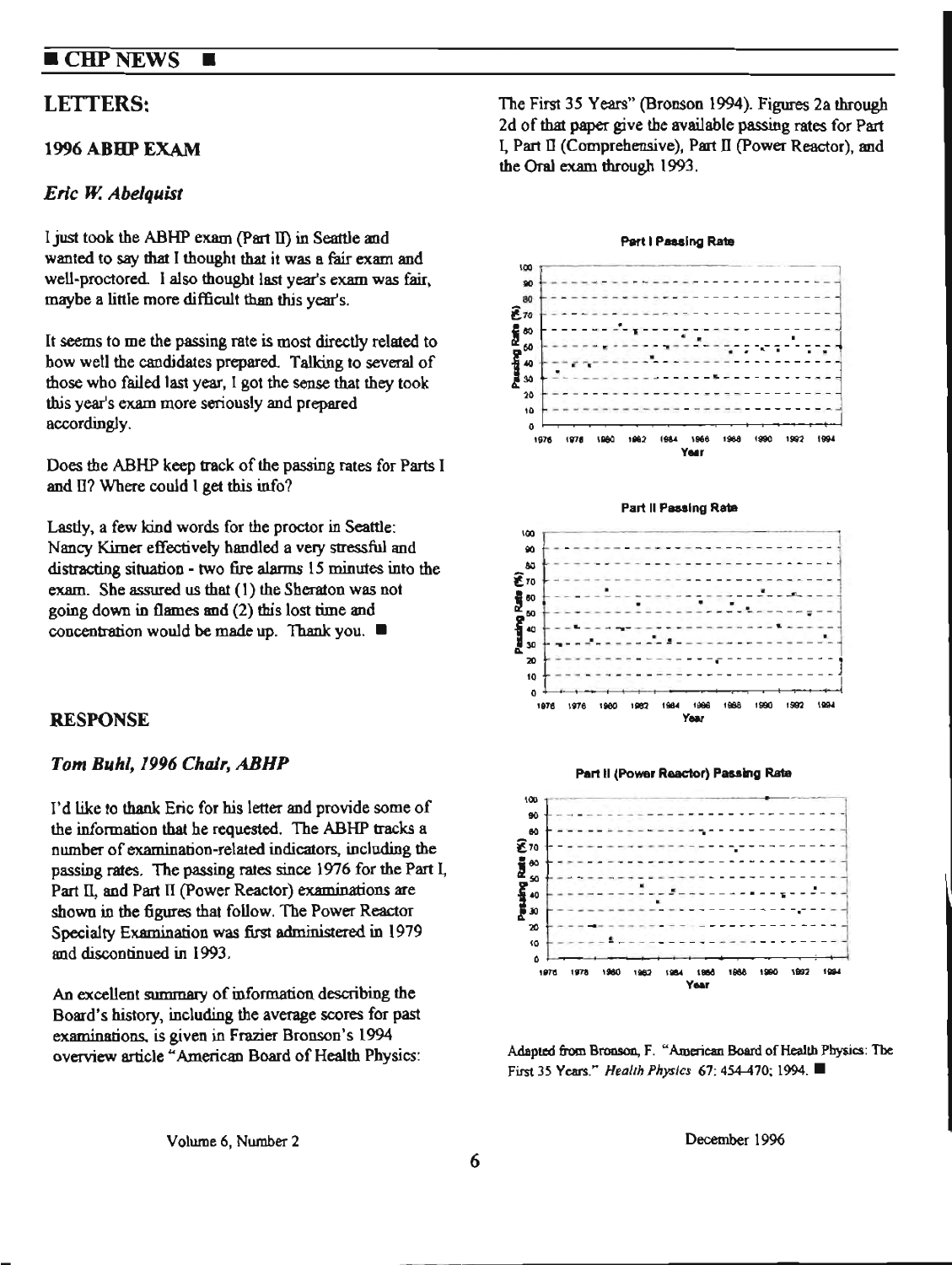## LETTERS:

### 1996 ABHP EXAM

*Eric W. Abelquist*

I just took the ABHP exam (Part II) in Seattle and wanted to say that I thought that it was a fair exam and well-proctored. I also thought last year's exam was fair, maybe a little more difficult than this year's.

It seems to me the passing rate is most directly related to how well the candidates prepared. Talking to several of those who failed last year, I got the sense that they took this year's exam more seriously and prepared accordingly.

Does the ABHP keep track of the passing rates for Parts I and II? Where could I get this info?

Lastly, a few kind words for the proctor in Seattle: Nancy Kirner effectively handled a very stressful and distracting situation - two fire alarms 15 minutes into the exam. She assured us that (1) the Sheraton was not going down in flames and (2) this lost time and concentration would be made up. Thank you. ■

### RESPONSE

***Tom Buhl, 1996 Chair, ABHP***

I'd like to thank Eric for his letter and provide some of the information that he requested. The ABHP tracks a number of examination-related indicators, including the passing rates. The passing rates since 1976 for the Part I, Part II, and Part II (Power Reactor) examinations are shown in the figures that follow. The Power Reactor Specialty Examination was first administered in 1979 and discontinued in 1993.

An excellent summary of information describing the Board's history, including the average scores for past examinations, is given in Frazier Bronson's 1994 overview article "American Board of Health Physics: The First 35 Years" (Bronson 1994). Figures 2a through 2d of that paper give the available passing rates for Part I, Part II (Comprehensive), Part II (Power Reactor), and the Oral exam through 1993.

**Part I Passing Rate**

**Part II Passing Rate**

**Part II (Power Reactor) Passing Rate**

Adapted from Bronson, F. "American Board of Health Physics: The First 35 Years." *Health Physics* 67: 454-470; 1994. ■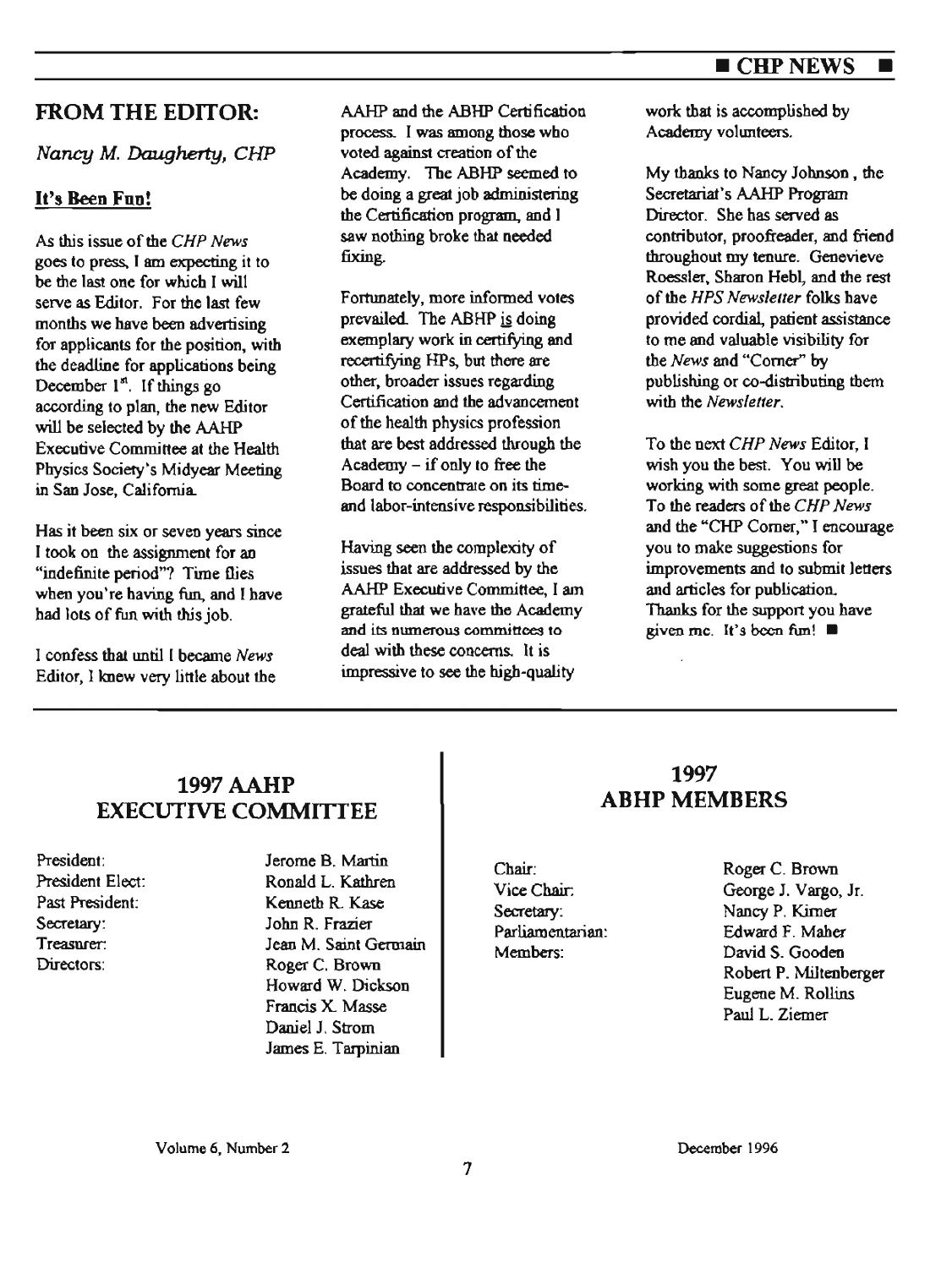## FROM THE EDITOR:

*Nancy M. Daugherty, CHP*

### It's Been Fun!

As this issue of the *CHP News* goes to press, I am expecting it to be the last one for which I will serve as Editor. For the last few months we have been advertising for applicants for the position, with the deadline for applications being December 1st. If things go according to plan, the new Editor will be selected by the AAHP Executive Committee at the Health Physics Society's Midyear Meeting in San Jose, California.

Has it been six or seven years since I took on the assignment for an "indefinite period"? Time flies when you're having fun, and I have had lots of fun with this job.

I confess that until I became *News* Editor, I knew very little about the AAHP and the ABHP Certification process. I was among those who voted against creation of the Academy. The ABHP seemed to be doing a great job administering the Certification program, and I saw nothing broke that needed fixing.

Fortunately, more informed votes prevailed. The ABHP is doing exemplary work in certifying and recertifying HPs, but there are other, broader issues regarding Certification and the advancement of the health physics profession that are best addressed through the Academy – if only to free the Board to concentrate on its time- and labor-intensive responsibilities.

Having seen the complexity of issues that are addressed by the AAHP Executive Committee, I am grateful that we have the Academy and its numerous committees to deal with these concerns. It is impressive to see the high-quality work that is accomplished by Academy volunteers.

My thanks to Nancy Johnson, the Secretariat's AAHP Program Director. She has served as contributor, proofreader, and friend throughout my tenure. Genevieve Roessler, Sharon Hebl, and the rest of the *HPS Newsletter* folks have provided cordial, patient assistance to me and valuable visibility for the *News* and "Corner" by publishing or co-distributing them with the *Newsletter*.

To the next *CHP News* Editor, I wish you the best. You will be working with some great people. To the readers of the *CHP News* and the "CHP Corner," I encourage you to make suggestions for improvements and to submit letters and articles for publication. Thanks for the support you have given me. It's been fun! ■

## 1997 AAHP EXECUTIVE COMMITTEE

| | |
|---|---|
| President: | Jerome B. Martin |
| President Elect: | Ronald L. Kathren |
| Past President: | Kenneth R. Kase |
| Secretary: | John R. Frazier |
| Treasurer: | Jean M. Saint Germain |
| Directors: | Roger C. Brown |
| | Howard W. Dickson |
| | Francis X. Masse |
| | Daniel J. Strom |
| | James E. Tarpinian |

## 1997 ABHP MEMBERS

| | |
|---|---|
| Chair: | Roger C. Brown |
| Vice Chair: | George J. Vargo, Jr. |
| Secretary: | Nancy P. Kirner |
| Parliamentarian: | Edward F. Maher |
| Members: | David S. Gooden |
| | Robert P. Miltenberger |
| | Eugene M. Rollins |
| | Paul L. Ziemer |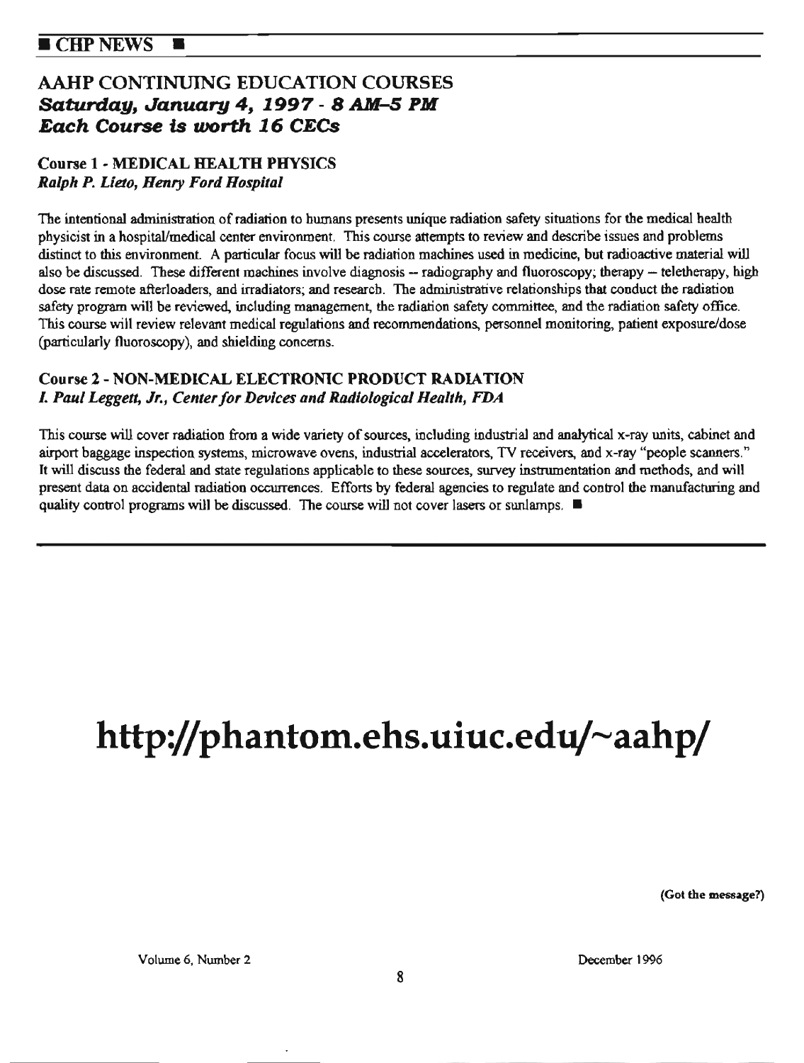## AAHP CONTINUING EDUCATION COURSES

### *Saturday, January 4, 1997 - 8 AM–5 PM*
### *Each Course is worth 16 CECs*

**Course 1 - MEDICAL HEALTH PHYSICS**
***Ralph P. Lieto, Henry Ford Hospital***

The intentional administration of radiation to humans presents unique radiation safety situations for the medical health physicist in a hospital/medical center environment. This course attempts to review and describe issues and problems distinct to this environment. A particular focus will be radiation machines used in medicine, but radioactive material will also be discussed. These different machines involve diagnosis -- radiography and fluoroscopy; therapy -- teletherapy, high dose rate remote afterloaders, and irradiators; and research. The administrative relationships that conduct the radiation safety program will be reviewed, including management, the radiation safety committee, and the radiation safety office. This course will review relevant medical regulations and recommendations, personnel monitoring, patient exposure/dose (particularly fluoroscopy), and shielding concerns.

**Course 2 - NON-MEDICAL ELECTRONIC PRODUCT RADIATION**
***I. Paul Leggett, Jr., Center for Devices and Radiological Health, FDA***

This course will cover radiation from a wide variety of sources, including industrial and analytical x-ray units, cabinet and airport baggage inspection systems, microwave ovens, industrial accelerators, TV receivers, and x-ray "people scanners." It will discuss the federal and state regulations applicable to these sources, survey instrumentation and methods, and will present data on accidental radiation occurrences. Efforts by federal agencies to regulate and control the manufacturing and quality control programs will be discussed. The course will not cover lasers or sunlamps. ■

# http://phantom.ehs.uiuc.edu/~aahp/

(Got the message?)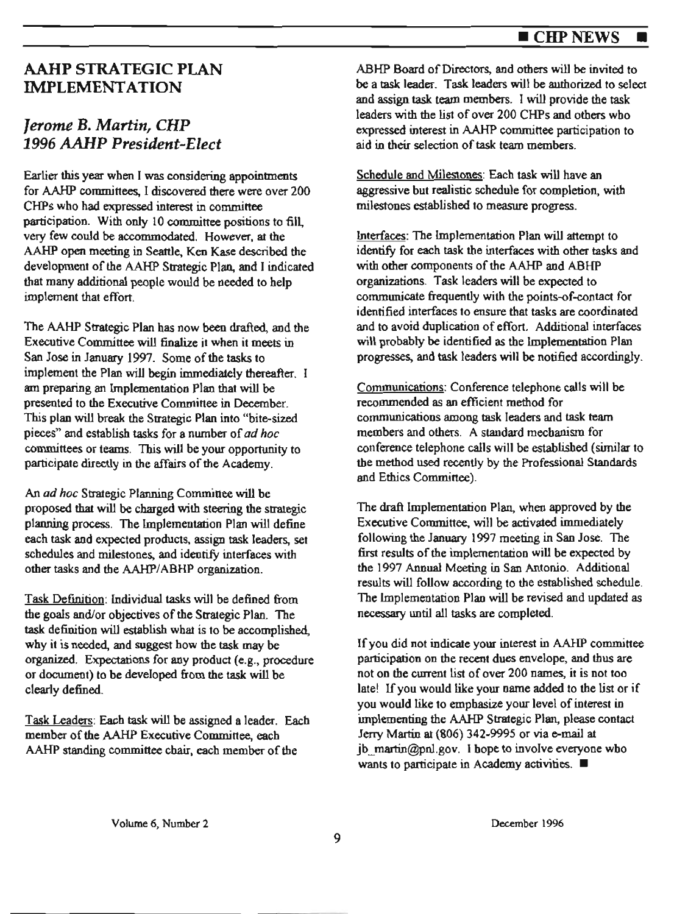## AAHP STRATEGIC PLAN IMPLEMENTATION

### *Jerome B. Martin, CHP*
### *1996 AAHP President-Elect*

Earlier this year when I was considering appointments for AAHP committees, I discovered there were over 200 CHPs who had expressed interest in committee participation. With only 10 committee positions to fill, very few could be accommodated. However, at the AAHP open meeting in Seattle, Ken Kase described the development of the AAHP Strategic Plan, and I indicated that many additional people would be needed to help implement that effort.

The AAHP Strategic Plan has now been drafted, and the Executive Committee will finalize it when it meets in San Jose in January 1997. Some of the tasks to implement the Plan will begin immediately thereafter. I am preparing an Implementation Plan that will be presented to the Executive Committee in December. This plan will break the Strategic Plan into "bite-sized pieces" and establish tasks for a number of *ad hoc* committees or teams. This will be your opportunity to participate directly in the affairs of the Academy.

An *ad hoc* Strategic Planning Committee will be proposed that will be charged with steering the strategic planning process. The Implementation Plan will define each task and expected products, assign task leaders, set schedules and milestones, and identify interfaces with other tasks and the AAHP/ABHP organization.

<u>Task Definition</u>: Individual tasks will be defined from the goals and/or objectives of the Strategic Plan. The task definition will establish what is to be accomplished, why it is needed, and suggest how the task may be organized. Expectations for any product (e.g., procedure or document) to be developed from the task will be clearly defined.

<u>Task Leaders</u>: Each task will be assigned a leader. Each member of the AAHP Executive Committee, each AAHP standing committee chair, each member of the ABHP Board of Directors, and others will be invited to be a task leader. Task leaders will be authorized to select and assign task team members. I will provide the task leaders with the list of over 200 CHPs and others who expressed interest in AAHP committee participation to aid in their selection of task team members.

<u>Schedule and Milestones</u>: Each task will have an aggressive but realistic schedule for completion, with milestones established to measure progress.

<u>Interfaces</u>: The Implementation Plan will attempt to identify for each task the interfaces with other tasks and with other components of the AAHP and ABHP organizations. Task leaders will be expected to communicate frequently with the points-of-contact for identified interfaces to ensure that tasks are coordinated and to avoid duplication of effort. Additional interfaces will probably be identified as the Implementation Plan progresses, and task leaders will be notified accordingly.

<u>Communications</u>: Conference telephone calls will be recommended as an efficient method for communications among task leaders and task team members and others. A standard mechanism for conference telephone calls will be established (similar to the method used recently by the Professional Standards and Ethics Committee).

The draft Implementation Plan, when approved by the Executive Committee, will be activated immediately following the January 1997 meeting in San Jose. The first results of the implementation will be expected by the 1997 Annual Meeting in San Antonio. Additional results will follow according to the established schedule. The Implementation Plan will be revised and updated as necessary until all tasks are completed.

If you did not indicate your interest in AAHP committee participation on the recent dues envelope, and thus are not on the current list of over 200 names, it is not too late! If you would like your name added to the list or if you would like to emphasize your level of interest in implementing the AAHP Strategic Plan, please contact Jerry Martin at (806) 342-9995 or via e-mail at jb_martin@pnl.gov. I hope to involve everyone who wants to participate in Academy activities. ■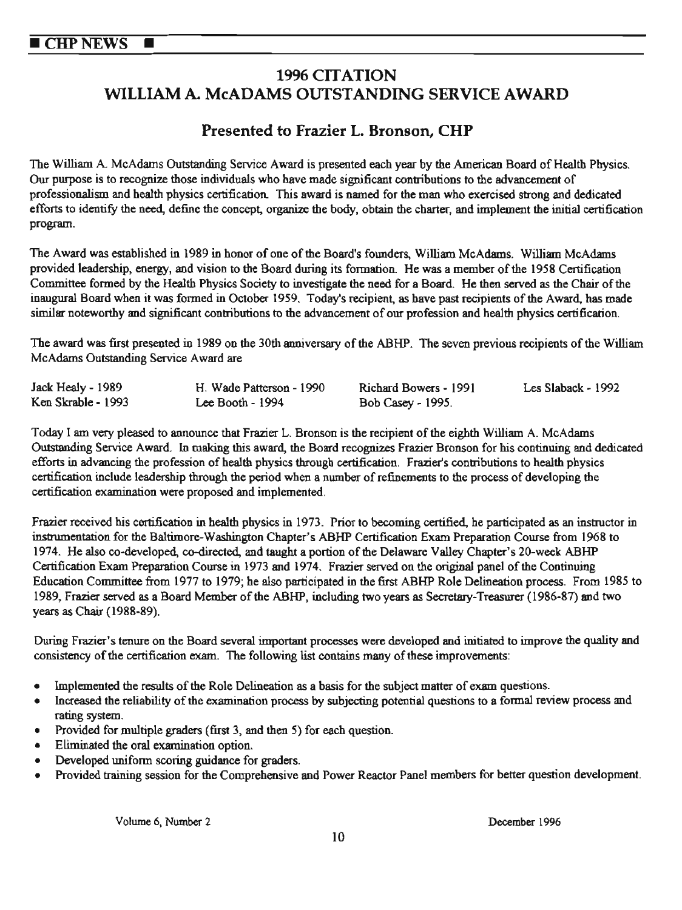# 1996 CITATION
# WILLIAM A. McADAMS OUTSTANDING SERVICE AWARD

## Presented to Frazier L. Bronson, CHP

The William A. McAdams Outstanding Service Award is presented each year by the American Board of Health Physics. Our purpose is to recognize those individuals who have made significant contributions to the advancement of professionalism and health physics certification. This award is named for the man who exercised strong and dedicated efforts to identify the need, define the concept, organize the body, obtain the charter, and implement the initial certification program.

The Award was established in 1989 in honor of one of the Board's founders, William McAdams. William McAdams provided leadership, energy, and vision to the Board during its formation. He was a member of the 1958 Certification Committee formed by the Health Physics Society to investigate the need for a Board. He then served as the Chair of the inaugural Board when it was formed in October 1959. Today's recipient, as have past recipients of the Award, has made similar noteworthy and significant contributions to the advancement of our profession and health physics certification.

The award was first presented in 1989 on the 30th anniversary of the ABHP. The seven previous recipients of the William McAdams Outstanding Service Award are

| | | | |
|---|---|---|---|
| Jack Healy - 1989 | H. Wade Patterson - 1990 | Richard Bowers - 1991 | Les Slaback - 1992 |
| Ken Skrable - 1993 | Lee Booth - 1994 | Bob Casey - 1995. | |

Today I am very pleased to announce that Frazier L. Bronson is the recipient of the eighth William A. McAdams Outstanding Service Award. In making this award, the Board recognizes Frazier Bronson for his continuing and dedicated efforts in advancing the profession of health physics through certification. Frazier's contributions to health physics certification include leadership through the period when a number of refinements to the process of developing the certification examination were proposed and implemented.

Frazier received his certification in health physics in 1973. Prior to becoming certified, he participated as an instructor in instrumentation for the Baltimore-Washington Chapter's ABHP Certification Exam Preparation Course from 1968 to 1974. He also co-developed, co-directed, and taught a portion of the Delaware Valley Chapter's 20-week ABHP Certification Exam Preparation Course in 1973 and 1974. Frazier served on the original panel of the Continuing Education Committee from 1977 to 1979; he also participated in the first ABHP Role Delineation process. From 1985 to 1989, Frazier served as a Board Member of the ABHP, including two years as Secretary-Treasurer (1986-87) and two years as Chair (1988-89).

During Frazier's tenure on the Board several important processes were developed and initiated to improve the quality and consistency of the certification exam. The following list contains many of these improvements:

- Implemented the results of the Role Delineation as a basis for the subject matter of exam questions.
- Increased the reliability of the examination process by subjecting potential questions to a formal review process and rating system.
- Provided for multiple graders (first 3, and then 5) for each question.
- Eliminated the oral examination option.
- Developed uniform scoring guidance for graders.
- Provided training session for the Comprehensive and Power Reactor Panel members for better question development.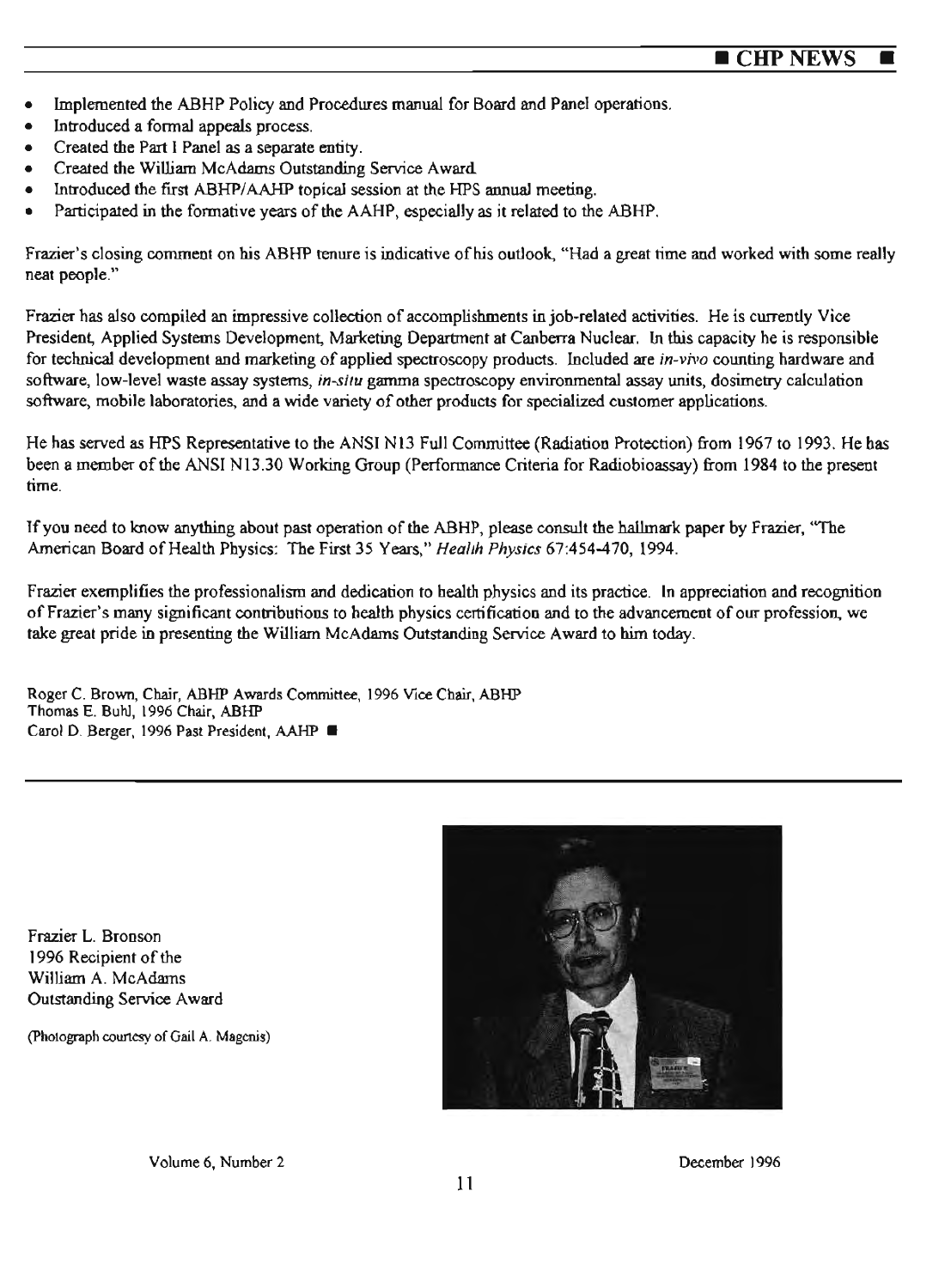- Implemented the ABHP Policy and Procedures manual for Board and Panel operations.
- Introduced a formal appeals process.
- Created the Part I Panel as a separate entity.
- Created the William McAdams Outstanding Service Award.
- Introduced the first ABHP/AAHP topical session at the HPS annual meeting.
- Participated in the formative years of the AAHP, especially as it related to the ABHP.

Frazier's closing comment on his ABHP tenure is indicative of his outlook, "Had a great time and worked with some really neat people."

Frazier has also compiled an impressive collection of accomplishments in job-related activities. He is currently Vice President, Applied Systems Development, Marketing Department at Canberra Nuclear. In this capacity he is responsible for technical development and marketing of applied spectroscopy products. Included are *in-vivo* counting hardware and software, low-level waste assay systems, *in-situ* gamma spectroscopy environmental assay units, dosimetry calculation software, mobile laboratories, and a wide variety of other products for specialized customer applications.

He has served as HPS Representative to the ANSI N13 Full Committee (Radiation Protection) from 1967 to 1993. He has been a member of the ANSI N13.30 Working Group (Performance Criteria for Radiobioassay) from 1984 to the present time.

If you need to know anything about past operation of the ABHP, please consult the hallmark paper by Frazier, "The American Board of Health Physics: The First 35 Years," *Health Physics* 67:454-470, 1994.

Frazier exemplifies the professionalism and dedication to health physics and its practice. In appreciation and recognition of Frazier's many significant contributions to health physics certification and to the advancement of our profession, we take great pride in presenting the William McAdams Outstanding Service Award to him today.

Roger C. Brown, Chair, ABHP Awards Committee, 1996 Vice Chair, ABHP
Thomas E. Buhl, 1996 Chair, ABHP
Carol D. Berger, 1996 Past President, AAHP ■

Frazier L. Bronson
1996 Recipient of the
William A. McAdams
Outstanding Service Award

(Photograph courtesy of Gail A. Magenis)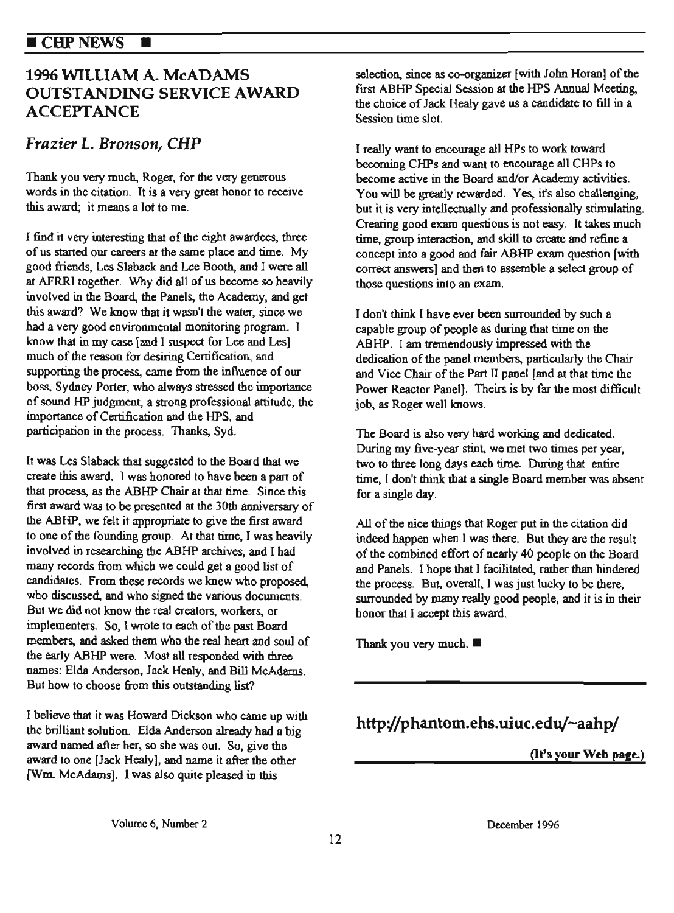## 1996 WILLIAM A. McADAMS OUTSTANDING SERVICE AWARD ACCEPTANCE

### *Frazier L. Bronson, CHP*

Thank you very much, Roger, for the very generous words in the citation. It is a very great honor to receive this award; it means a lot to me.

I find it very interesting that of the eight awardees, three of us started our careers at the same place and time. My good friends, Les Slaback and Lee Booth, and I were all at AFRRI together. Why did all of us become so heavily involved in the Board, the Panels, the Academy, and get this award? We know that it wasn't the water, since we had a very good environmental monitoring program. I know that in my case [and I suspect for Lee and Les] much of the reason for desiring Certification, and supporting the process, came from the influence of our boss, Sydney Porter, who always stressed the importance of sound HP judgment, a strong professional attitude, the importance of Certification and the HPS, and participation in the process. Thanks, Syd.

It was Les Slaback that suggested to the Board that we create this award. I was honored to have been a part of that process, as the ABHP Chair at that time. Since this first award was to be presented at the 30th anniversary of the ABHP, we felt it appropriate to give the first award to one of the founding group. At that time, I was heavily involved in researching the ABHP archives, and I had many records from which we could get a good list of candidates. From these records we knew who proposed, who discussed, and who signed the various documents. But we did not know the real creators, workers, or implementers. So, I wrote to each of the past Board members, and asked them who the real heart and soul of the early ABHP were. Most all responded with three names: Elda Anderson, Jack Healy, and Bill McAdams. But how to choose from this outstanding list?

I believe that it was Howard Dickson who came up with the brilliant solution. Elda Anderson already had a big award named after her, so she was out. So, give the award to one [Jack Healy], and name it after the other [Wm. McAdams]. I was also quite pleased in this selection, since as co-organizer [with John Horan] of the first ABHP Special Session at the HPS Annual Meeting, the choice of Jack Healy gave us a candidate to fill in a Session time slot.

I really want to encourage all HPs to work toward becoming CHPs and want to encourage all CHPs to become active in the Board and/or Academy activities. You will be greatly rewarded. Yes, it's also challenging, but it is very intellectually and professionally stimulating. Creating good exam questions is not easy. It takes much time, group interaction, and skill to create and refine a concept into a good and fair ABHP exam question [with correct answers] and then to assemble a select group of those questions into an exam.

I don't think I have ever been surrounded by such a capable group of people as during that time on the ABHP. I am tremendously impressed with the dedication of the panel members, particularly the Chair and Vice Chair of the Part II panel [and at that time the Power Reactor Panel]. Theirs is by far the most difficult job, as Roger well knows.

The Board is also very hard working and dedicated. During my five-year stint, we met two times per year, two to three long days each time. During that entire time, I don't think that a single Board member was absent for a single day.

All of the nice things that Roger put in the citation did indeed happen when I was there. But they are the result of the combined effort of nearly 40 people on the Board and Panels. I hope that I facilitated, rather than hindered the process. But, overall, I was just lucky to be there, surrounded by many really good people, and it is in their honor that I accept this award.

Thank you very much. ■

---

**http://phantom.ehs.uiuc.edu/~aahp/**

**(It's your Web page.)**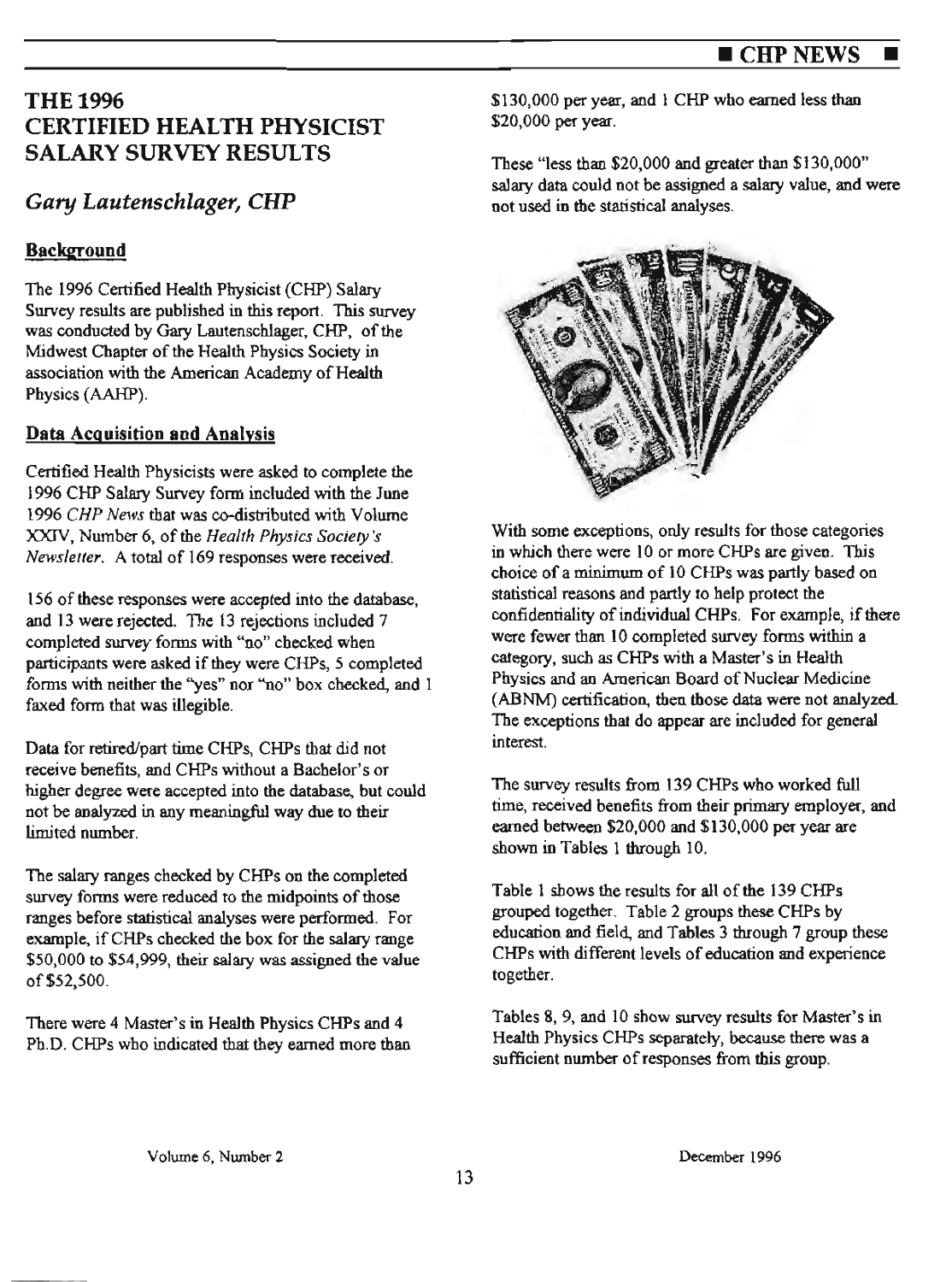# THE 1996 CERTIFIED HEALTH PHYSICIST SALARY SURVEY RESULTS

## *Gary Lautenschlager, CHP*

### Background

The 1996 Certified Health Physicist (CHP) Salary Survey results are published in this report. This survey was conducted by Gary Lautenschlager, CHP, of the Midwest Chapter of the Health Physics Society in association with the American Academy of Health Physics (AAHP).

### Data Acquisition and Analysis

Certified Health Physicists were asked to complete the 1996 CHP Salary Survey form included with the June 1996 *CHP News* that was co-distributed with Volume XXIV, Number 6, of the *Health Physics Society's Newsletter*. A total of 169 responses were received.

156 of these responses were accepted into the database, and 13 were rejected. The 13 rejections included 7 completed survey forms with "no" checked when participants were asked if they were CHPs, 5 completed forms with neither the "yes" nor "no" box checked, and 1 faxed form that was illegible.

Data for retired/part time CHPs, CHPs that did not receive benefits, and CHPs without a Bachelor's or higher degree were accepted into the database, but could not be analyzed in any meaningful way due to their limited number.

The salary ranges checked by CHPs on the completed survey forms were reduced to the midpoints of those ranges before statistical analyses were performed. For example, if CHPs checked the box for the salary range $50,000 to $54,999, their salary was assigned the value of $52,500.

There were 4 Master's in Health Physics CHPs and 4 Ph.D. CHPs who indicated that they earned more than $130,000 per year, and 1 CHP who earned less than $20,000 per year.

These "less than $20,000 and greater than $130,000" salary data could not be assigned a salary value, and were not used in the statistical analyses.

With some exceptions, only results for those categories in which there were 10 or more CHPs are given. This choice of a minimum of 10 CHPs was partly based on statistical reasons and partly to help protect the confidentiality of individual CHPs. For example, if there were fewer than 10 completed survey forms within a category, such as CHPs with a Master's in Health Physics and an American Board of Nuclear Medicine (ABNM) certification, then those data were not analyzed. The exceptions that do appear are included for general interest.

The survey results from 139 CHPs who worked full time, received benefits from their primary employer, and earned between $20,000 and $130,000 per year are shown in Tables 1 through 10.

Table 1 shows the results for all of the 139 CHPs grouped together. Table 2 groups these CHPs by education and field, and Tables 3 through 7 group these CHPs with different levels of education and experience together.

Tables 8, 9, and 10 show survey results for Master's in Health Physics CHPs separately, because there was a sufficient number of responses from this group.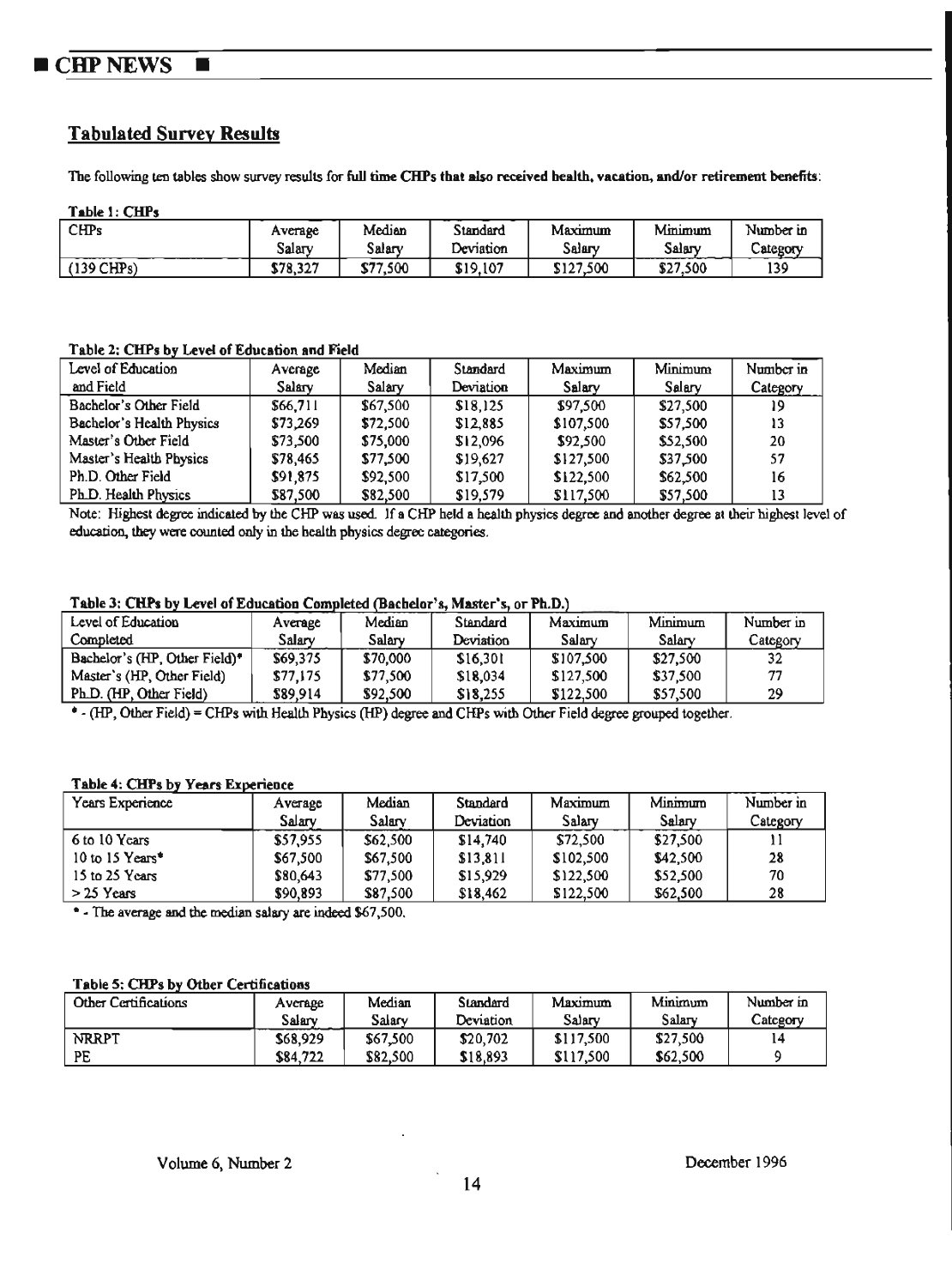## Tabulated Survey Results

The following ten tables show survey results for **full time CHPs that also received health, vacation, and/or retirement benefits**:

**Table 1: CHPs**

| CHPs | Average Salary | Median Salary | Standard Deviation | Maximum Salary | Minimum Salary | Number in Category |
|---|---|---|---|---|---|---|
| (139 CHPs) | $78,327 | $77,500 | $19,107 | $127,500 | $27,500 | 139 |

**Table 2: CHPs by Level of Education and Field**

| Level of Education and Field | Average Salary | Median Salary | Standard Deviation | Maximum Salary | Minimum Salary | Number in Category |
|---|---|---|---|---|---|---|
| Bachelor's Other Field | $66,711 | $67,500 | $18,125 | $97,500 | $27,500 | 19 |
| Bachelor's Health Physics | $73,269 | $72,500 | $12,885 | $107,500 | $57,500 | 13 |
| Master's Other Field | $73,500 | $75,000 | $12,096 | $92,500 | $52,500 | 20 |
| Master's Health Physics | $78,465 | $77,500 | $19,627 | $127,500 | $37,500 | 57 |
| Ph.D. Other Field | $91,875 | $92,500 | $17,500 | $122,500 | $62,500 | 16 |
| Ph.D. Health Physics | $87,500 | $82,500 | $19,579 | $117,500 | $57,500 | 13 |

Note: Highest degree indicated by the CHP was used. If a CHP held a health physics degree and another degree at their highest level of education, they were counted only in the health physics degree categories.

**Table 3: CHPs by Level of Education Completed (Bachelor's, Master's, or Ph.D.)**

| Level of Education Completed | Average Salary | Median Salary | Standard Deviation | Maximum Salary | Minimum Salary | Number in Category |
|---|---|---|---|---|---|---|
| Bachelor's (HP, Other Field)* | $69,375 | $70,000 | $16,301 | $107,500 | $27,500 | 32 |
| Master's (HP, Other Field) | $77,175 | $77,500 | $18,034 | $127,500 | $37,500 | 77 |
| Ph.D. (HP, Other Field) | $89,914 | $92,500 | $18,255 | $122,500 | $57,500 | 29 |

* - (HP, Other Field) = CHPs with Health Physics (HP) degree and CHPs with Other Field degree grouped together.

**Table 4: CHPs by Years Experience**

| Years Experience | Average Salary | Median Salary | Standard Deviation | Maximum Salary | Minimum Salary | Number in Category |
|---|---|---|---|---|---|---|
| 6 to 10 Years | $57,955 | $62,500 | $14,740 | $72,500 | $27,500 | 11 |
| 10 to 15 Years* | $67,500 | $67,500 | $13,811 | $102,500 | $42,500 | 28 |
| 15 to 25 Years | $80,643 | $77,500 | $15,929 | $122,500 | $52,500 | 70 |
| > 25 Years | $90,893 | $87,500 | $18,462 | $122,500 | $62,500 | 28 |

* - The average and the median salary are indeed $67,500.

**Table 5: CHPs by Other Certifications**

| Other Certifications | Average Salary | Median Salary | Standard Deviation | Maximum Salary | Minimum Salary | Number in Category |
|---|---|---|---|---|---|---|
| NRRPT | $68,929 | $67,500 | $20,702 | $117,500 | $27,500 | 14 |
| PE | $84,722 | $82,500 | $18,893 | $117,500 | $62,500 | 9 |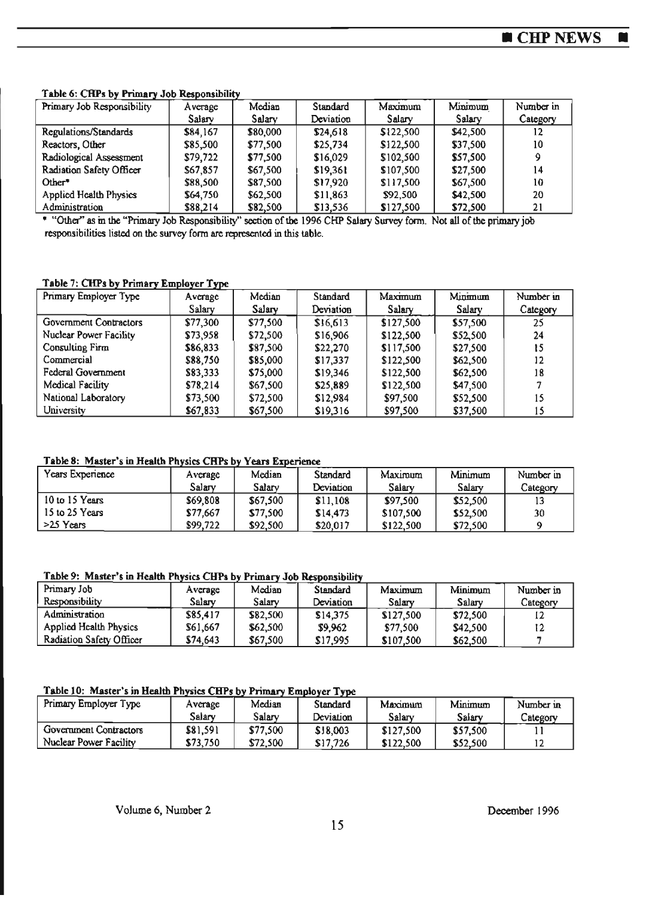**Table 6: CHPs by Primary Job Responsibility**

| Primary Job Responsibility | Average Salary | Median Salary | Standard Deviation | Maximum Salary | Minimum Salary | Number in Category |
|---|---|---|---|---|---|---|
| Regulations/Standards | $84,167 | $80,000 | $24,618 | $122,500 | $42,500 | 12 |
| Reactors, Other | $85,500 | $77,500 | $25,734 | $122,500 | $37,500 | 10 |
| Radiological Assessment | $79,722 | $77,500 | $16,029 | $102,500 | $57,500 | 9 |
| Radiation Safety Officer | $67,857 | $67,500 | $19,361 | $107,500 | $27,500 | 14 |
| Other* | $88,500 | $87,500 | $17,920 | $117,500 | $67,500 | 10 |
| Applied Health Physics | $64,750 | $62,500 | $11,863 | $92,500 | $42,500 | 20 |
| Administration | $88,214 | $82,500 | $13,536 | $127,500 | $72,500 | 21 |

* "Other" as in the "Primary Job Responsibility" section of the 1996 CHP Salary Survey form. Not all of the primary job responsibilities listed on the survey form are represented in this table.

**Table 7: CHPs by Primary Employer Type**

| Primary Employer Type | Average Salary | Median Salary | Standard Deviation | Maximum Salary | Minimum Salary | Number in Category |
|---|---|---|---|---|---|---|
| Government Contractors | $77,300 | $77,500 | $16,613 | $127,500 | $57,500 | 25 |
| Nuclear Power Facility | $73,958 | $72,500 | $16,906 | $122,500 | $52,500 | 24 |
| Consulting Firm | $86,833 | $87,500 | $22,270 | $117,500 | $27,500 | 15 |
| Commercial | $88,750 | $85,000 | $17,337 | $122,500 | $62,500 | 12 |
| Federal Government | $83,333 | $75,000 | $19,346 | $122,500 | $62,500 | 18 |
| Medical Facility | $78,214 | $67,500 | $25,889 | $122,500 | $47,500 | 7 |
| National Laboratory | $73,500 | $72,500 | $12,984 | $97,500 | $52,500 | 15 |
| University | $67,833 | $67,500 | $19,316 | $97,500 | $37,500 | 15 |

**Table 8: Master's in Health Physics CHPs by Years Experience**

| Years Experience | Average Salary | Median Salary | Standard Deviation | Maximum Salary | Minimum Salary | Number in Category |
|---|---|---|---|---|---|---|
| 10 to 15 Years | $69,808 | $67,500 | $11,108 | $97,500 | $52,500 | 13 |
| 15 to 25 Years | $77,667 | $77,500 | $14,473 | $107,500 | $52,500 | 30 |
| >25 Years | $99,722 | $92,500 | $20,017 | $122,500 | $72,500 | 9 |

**Table 9: Master's in Health Physics CHPs by Primary Job Responsibility**

| Primary Job Responsibility | Average Salary | Median Salary | Standard Deviation | Maximum Salary | Minimum Salary | Number in Category |
|---|---|---|---|---|---|---|
| Administration | $85,417 | $82,500 | $14,375 | $127,500 | $72,500 | 12 |
| Applied Health Physics | $61,667 | $62,500 | $9,962 | $77,500 | $42,500 | 12 |
| Radiation Safety Officer | $74,643 | $67,500 | $17,995 | $107,500 | $62,500 | 7 |

**Table 10: Master's in Health Physics CHPs by Primary Employer Type**

| Primary Employer Type | Average Salary | Median Salary | Standard Deviation | Maximum Salary | Minimum Salary | Number in Category |
|---|---|---|---|---|---|---|
| Government Contractors | $81,591 | $77,500 | $18,003 | $127,500 | $57,500 | 11 |
| Nuclear Power Facility | $73,750 | $72,500 | $17,726 | $122,500 | $52,500 | 12 |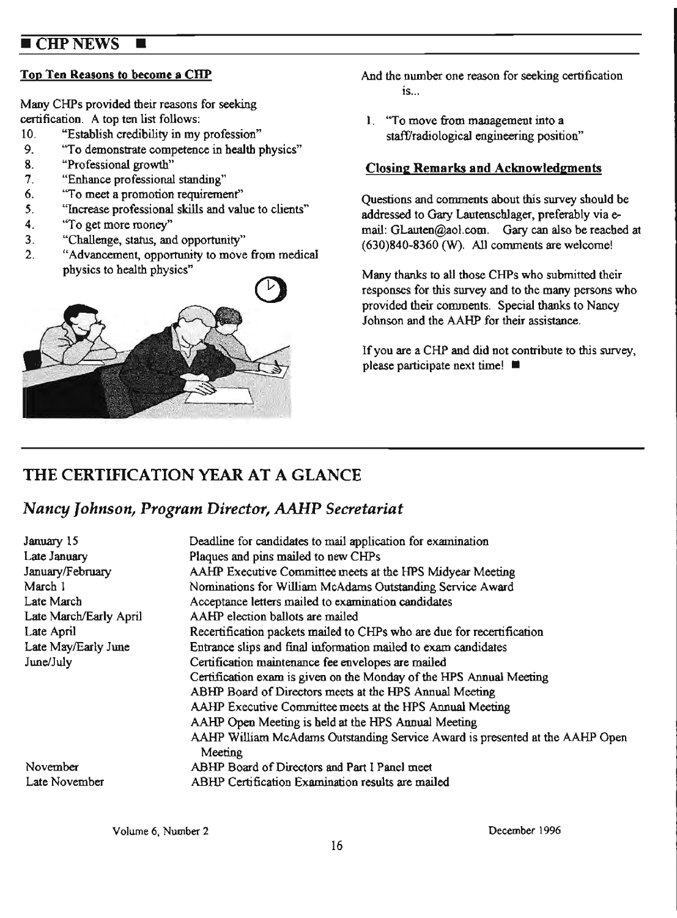## CHP NEWS

### Top Ten Reasons to become a CHP

Many CHPs provided their reasons for seeking certification. A top ten list follows:

10. "Establish credibility in my profession"
9. "To demonstrate competence in health physics"
8. "Professional growth"
7. "Enhance professional standing"
6. "To meet a promotion requirement"
5. "Increase professional skills and value to clients"
4. "To get more money"
3. "Challenge, status, and opportunity"
2. "Advancement, opportunity to move from medical physics to health physics"

And the number one reason for seeking certification is...

1. "To move from management into a staff/radiological engineering position"

### Closing Remarks and Acknowledgments

Questions and comments about this survey should be addressed to Gary Lautenschlager, preferably via e-mail: GLauten@aol.com. Gary can also be reached at (630)840-8360 (W). All comments are welcome!

Many thanks to all those CHPs who submitted their responses for this survey and to the many persons who provided their comments. Special thanks to Nancy Johnson and the AAHP for their assistance.

If you are a CHP and did not contribute to this survey, please participate next time! ■

## THE CERTIFICATION YEAR AT A GLANCE

### *Nancy Johnson, Program Director, AAHP Secretariat*

| | |
|---|---|
| January 15 | Deadline for candidates to mail application for examination |
| Late January | Plaques and pins mailed to new CHPs |
| January/February | AAHP Executive Committee meets at the HPS Midyear Meeting |
| March 1 | Nominations for William McAdams Outstanding Service Award |
| Late March | Acceptance letters mailed to examination candidates |
| Late March/Early April | AAHP election ballots are mailed |
| Late April | Recertification packets mailed to CHPs who are due for recertification |
| Late May/Early June | Entrance slips and final information mailed to exam candidates |
| June/July | Certification maintenance fee envelopes are mailed |
| | Certification exam is given on the Monday of the HPS Annual Meeting |
| | ABHP Board of Directors meets at the HPS Annual Meeting |
| | AAHP Executive Committee meets at the HPS Annual Meeting |
| | AAHP Open Meeting is held at the HPS Annual Meeting |
| | AAHP William McAdams Outstanding Service Award is presented at the AAHP Open Meeting |
| November | ABHP Board of Directors and Part I Panel meet |
| Late November | ABHP Certification Examination results are mailed |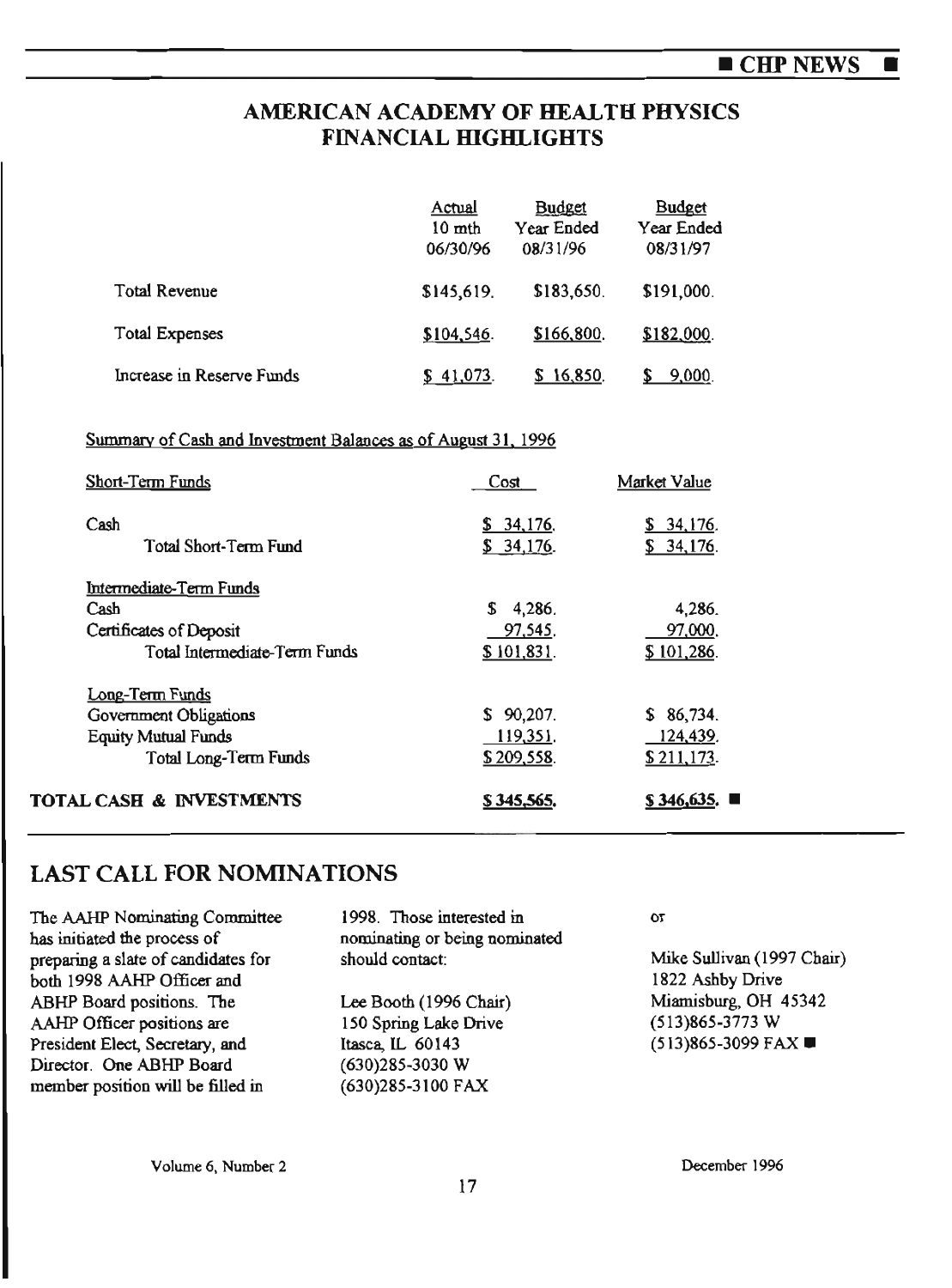## AMERICAN ACADEMY OF HEALTH PHYSICS FINANCIAL HIGHLIGHTS

| | Actual 10 mth 06/30/96 | Budget Year Ended 08/31/96 | Budget Year Ended 08/31/97 |
|---|---|---|---|
| Total Revenue | $145,619. | $183,650. | $191,000. |
| Total Expenses | $104,546. | $166,800. | $182,000. |
| Increase in Reserve Funds | $ 41,073. | $ 16,850. | $ 9,000. |

Summary of Cash and Investment Balances as of August 31, 1996

| Short-Term Funds | Cost | Market Value |
|---|---|---|
| Cash | $ 34,176. | $ 34,176. |
| Total Short-Term Fund | $ 34,176. | $ 34,176. |
| **Intermediate-Term Funds** | | |
| Cash | $ 4,286. | 4,286. |
| Certificates of Deposit | 97,545. | 97,000. |
| Total Intermediate-Term Funds | $ 101,831. | $ 101,286. |
| **Long-Term Funds** | | |
| Government Obligations | $ 90,207. | $ 86,734. |
| Equity Mutual Funds | 119,351. | 124,439. |
| Total Long-Term Funds | $ 209,558. | $ 211,173. |
| **TOTAL CASH & INVESTMENTS** | **$ 345,565.** | **$ 346,635.** |

## LAST CALL FOR NOMINATIONS

The AAHP Nominating Committee has initiated the process of preparing a slate of candidates for both 1998 AAHP Officer and ABHP Board positions. The AAHP Officer positions are President Elect, Secretary, and Director. One ABHP Board member position will be filled in 1998. Those interested in nominating or being nominated should contact:

Lee Booth (1996 Chair)
150 Spring Lake Drive
Itasca, IL 60143
(630)285-3030 W
(630)285-3100 FAX

or

Mike Sullivan (1997 Chair)
1822 Ashby Drive
Miamisburg, OH 45342
(513)865-3773 W
(513)865-3099 FAX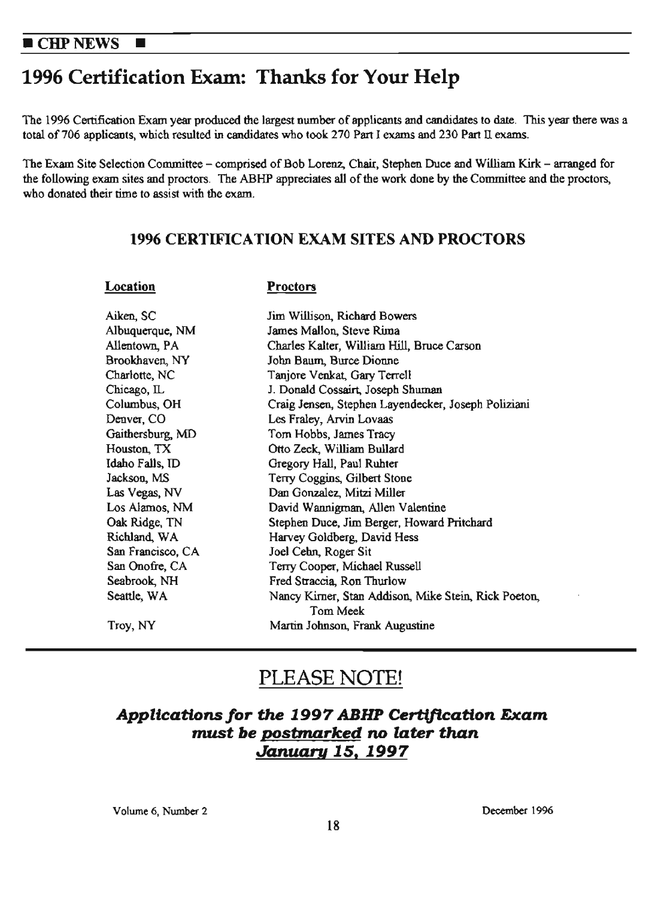# 1996 Certification Exam: Thanks for Your Help

The 1996 Certification Exam year produced the largest number of applicants and candidates to date. This year there was a total of 706 applicants, which resulted in candidates who took 270 Part I exams and 230 Part II exams.

The Exam Site Selection Committee – comprised of Bob Lorenz, Chair, Stephen Duce and William Kirk – arranged for the following exam sites and proctors. The ABHP appreciates all of the work done by the Committee and the proctors, who donated their time to assist with the exam.

## 1996 CERTIFICATION EXAM SITES AND PROCTORS

| Location | Proctors |
|---|---|
| Aiken, SC | Jim Willison, Richard Bowers |
| Albuquerque, NM | James Mallon, Steve Rima |
| Allentown, PA | Charles Kalter, William Hill, Bruce Carson |
| Brookhaven, NY | John Baum, Burce Dionne |
| Charlotte, NC | Tanjore Venkat, Gary Terrell |
| Chicago, IL | J. Donald Cossairt, Joseph Shuman |
| Columbus, OH | Craig Jensen, Stephen Layendecker, Joseph Poliziani |
| Denver, CO | Les Fraley, Arvin Lovaas |
| Gaithersburg, MD | Tom Hobbs, James Tracy |
| Houston, TX | Otto Zeck, William Bullard |
| Idaho Falls, ID | Gregory Hall, Paul Ruhter |
| Jackson, MS | Terry Coggins, Gilbert Stone |
| Las Vegas, NV | Dan Gonzalez, Mitzi Miller |
| Los Alamos, NM | David Wannigman, Allen Valentine |
| Oak Ridge, TN | Stephen Duce, Jim Berger, Howard Pritchard |
| Richland, WA | Harvey Goldberg, David Hess |
| San Francisco, CA | Joel Cehn, Roger Sit |
| San Onofre, CA | Terry Cooper, Michael Russell |
| Seabrook, NH | Fred Straccia, Ron Thurlow |
| Seattle, WA | Nancy Kirner, Stan Addison, Mike Stein, Rick Poeton, Tom Meek |
| Troy, NY | Martin Johnson, Frank Augustine |

## PLEASE NOTE!

***Applications for the 1997 ABHP Certification Exam must be postmarked no later than January 15, 1997***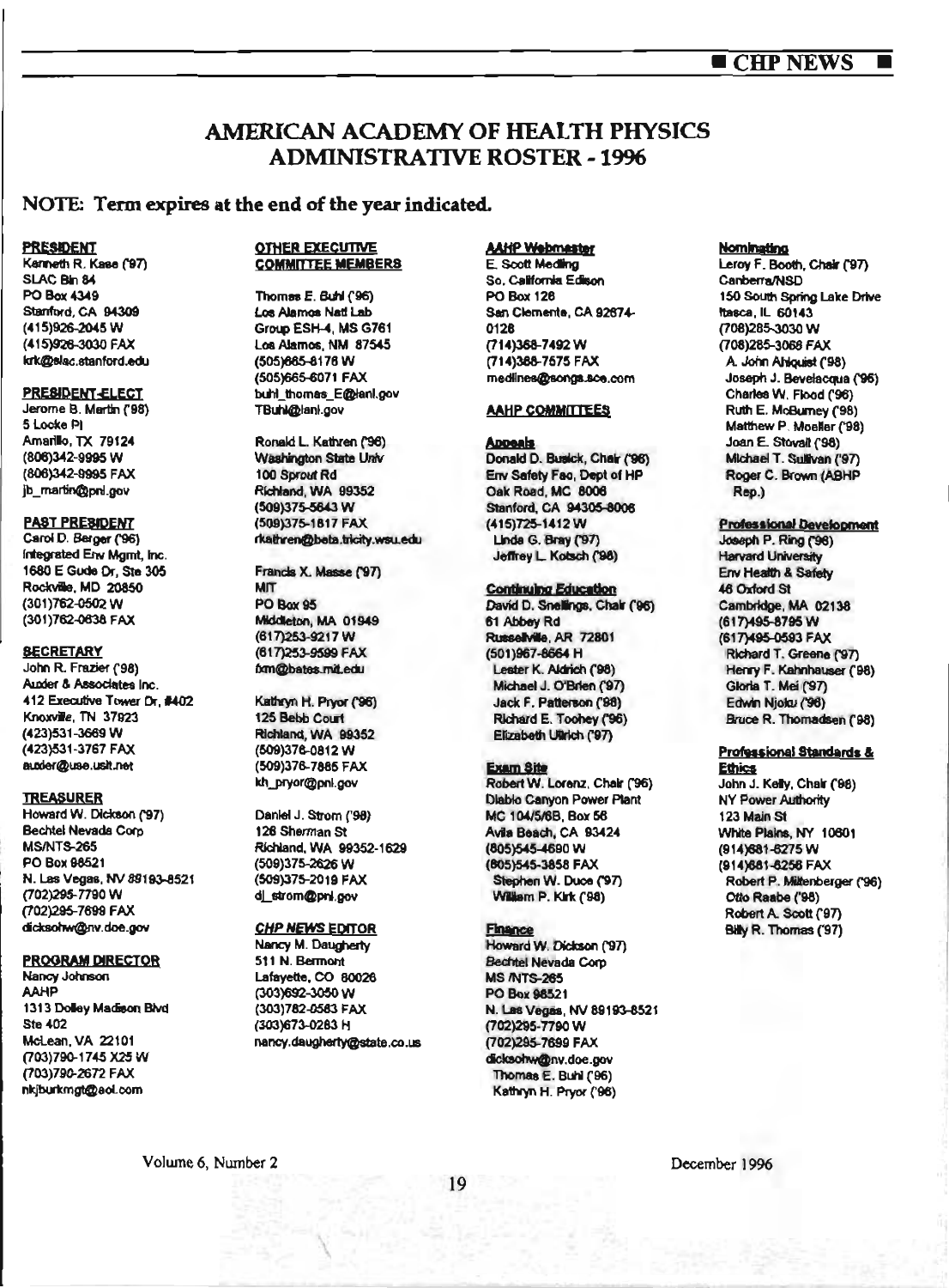# AMERICAN ACADEMY OF HEALTH PHYSICS ADMINISTRATIVE ROSTER - 1996

## NOTE: Term expires at the end of the year indicated.

**PRESIDENT**
Kenneth R. Kase ('97)
SLAC Bin 84
PO Box 4349
Stanford, CA 94309
(415)926-2045 W
(415)926-3030 FAX
krk@slac.stanford.edu

**PRESIDENT-ELECT**
Jerome B. Martin ('98)
5 Locke Pl
Amarillo, TX 79124
(806)342-9995 W
(806)342-9995 FAX
jb_martin@pnl.gov

**PAST PRESIDENT**
Carol D. Berger ('96)
Integrated Env Mgmt, Inc.
1680 E Gude Dr, Ste 305
Rockville, MD 20850
(301)762-0502 W
(301)762-0638 FAX

**SECRETARY**
John R. Frazier ('98)
Auxier & Associates Inc.
412 Executive Tower Dr, #402
Knoxville, TN 37923
(423)531-3669 W
(423)531-3767 FAX
auxier@use.usit.net

**TREASURER**
Howard W. Dickson ('97)
Bechtel Nevada Corp
MS/NTS-265
PO Box 98521
N. Las Vegas, NV 89193-8521
(702)295-7790 W
(702)295-7699 FAX
dicksohw@nv.doe.gov

**PROGRAM DIRECTOR**
Nancy Johnson
AAHP
1313 Dolley Madison Blvd
Ste 402
McLean, VA 22101
(703)790-1745 X25 W
(703)790-2672 FAX
nkjburkmgt@aol.com

**OTHER EXECUTIVE COMMITTEE MEMBERS**

Thomas E. Buhl ('96)
Los Alamos Nat'l Lab
Group ESH-4, MS G761
Los Alamos, NM 87545
(505)665-8176 W
(505)665-6071 FAX
buhl_thomas_E@lanl.gov
TBuhl@lanl.gov

Ronald L. Kathren ('96)
Washington State Univ
100 Sprout Rd
Richland, WA 99352
(509)375-5643 W
(509)375-1817 FAX
rkathren@beta.tricity.wsu.edu

Francis X. Masse ('97)
MIT
PO Box 95
Middleton, MA 01949
(617)253-9217 W
(617)253-9599 FAX
fxm@bates.mit.edu

Kathryn H. Pryor ('96)
125 Bebb Court
Richland, WA 99352
(509)376-0812 W
(509)376-7865 FAX
kh_pryor@pnl.gov

Daniel J. Strom ('98)
126 Sherman St
Richland, WA 99352-1629
(509)375-2626 W
(509)375-2019 FAX
dj_strom@pnl.gov

***CHP NEWS* EDITOR**
Nancy M. Daugherty
511 N. Bermont
Lafayette, CO 80026
(303)692-3050 W
(303)782-0583 FAX
(303)673-0283 H
nancy.daugherty@state.co.us

**AAHP Webmaster**
E. Scott Medling
So. California Edison
PO Box 128
San Clemente, CA 92674-0128
(714)368-7492 W
(714)368-7575 FAX
medlines@songs.sce.com

**AAHP COMMITTEES**

**Appeals**
Donald D. Busick, Chair ('96)
Env Safety Fac, Dept of HP
Oak Road, MC 8006
Stanford, CA 94305-8006
(415)725-1412 W
Linda G. Bray ('97)
Jeffrey L. Kotsch ('98)

**Continuing Education**
David D. Snellings, Chair ('96)
61 Abbey Rd
Russellville, AR 72801
(501)967-8664 H
Lester K. Aldrich ('98)
Michael J. O'Brien ('97)
Jack F. Patterson ('98)
Richard E. Toohey ('96)
Elizabeth Ullrich ('97)

**Exam Site**
Robert W. Lorenz, Chair ('96)
Diablo Canyon Power Plant
MC 104/5/6B, Box 56
Avila Beach, CA 93424
(805)545-4690 W
(805)545-3858 FAX
Stephen W. Duce ('97)
William P. Kirk ('98)

**Finance**
Howard W. Dickson ('97)
Bechtel Nevada Corp
MS /NTS-265
PO Box 98521
N. Las Vegas, NV 89193-8521
(702)295-7790 W
(702)295-7699 FAX
dicksohw@nv.doe.gov
Thomas E. Buhl ('96)
Kathryn H. Pryor ('96)

**Nominating**
Leroy F. Booth, Chair ('97)
Canberra/NSD
150 South Spring Lake Drive
Itasca, IL 60143
(708)285-3030 W
(708)285-3068 FAX
A. John Ahlquist ('98)
Joseph J. Bevelacqua ('96)
Charles W. Flood ('96)
Ruth E. McBurney ('98)
Matthew P. Moeller ('98)
Joan E. Stovall ('98)
Michael T. Sullivan ('97)
Roger C. Brown (ABHP Rep.)

**Professional Development**
Joseph P. Ring ('96)
Harvard University
Env Health & Safety
46 Oxford St
Cambridge, MA 02138
(617)495-8795 W
(617)495-0593 FAX
Richard T. Greene ('97)
Henry F. Kahnhauser ('98)
Gloria T. Mei ('97)
Edwin Njoku ('96)
Bruce R. Thomadsen ('98)

**Professional Standards & Ethics**
John J. Kelly, Chair ('98)
NY Power Authority
123 Main St
White Plains, NY 10601
(914)681-6275 W
(914)681-6258 FAX
Robert P. Miltenberger ('96)
Otto Raabe ('98)
Robert A. Scott ('97)
Billy R. Thomas ('97)